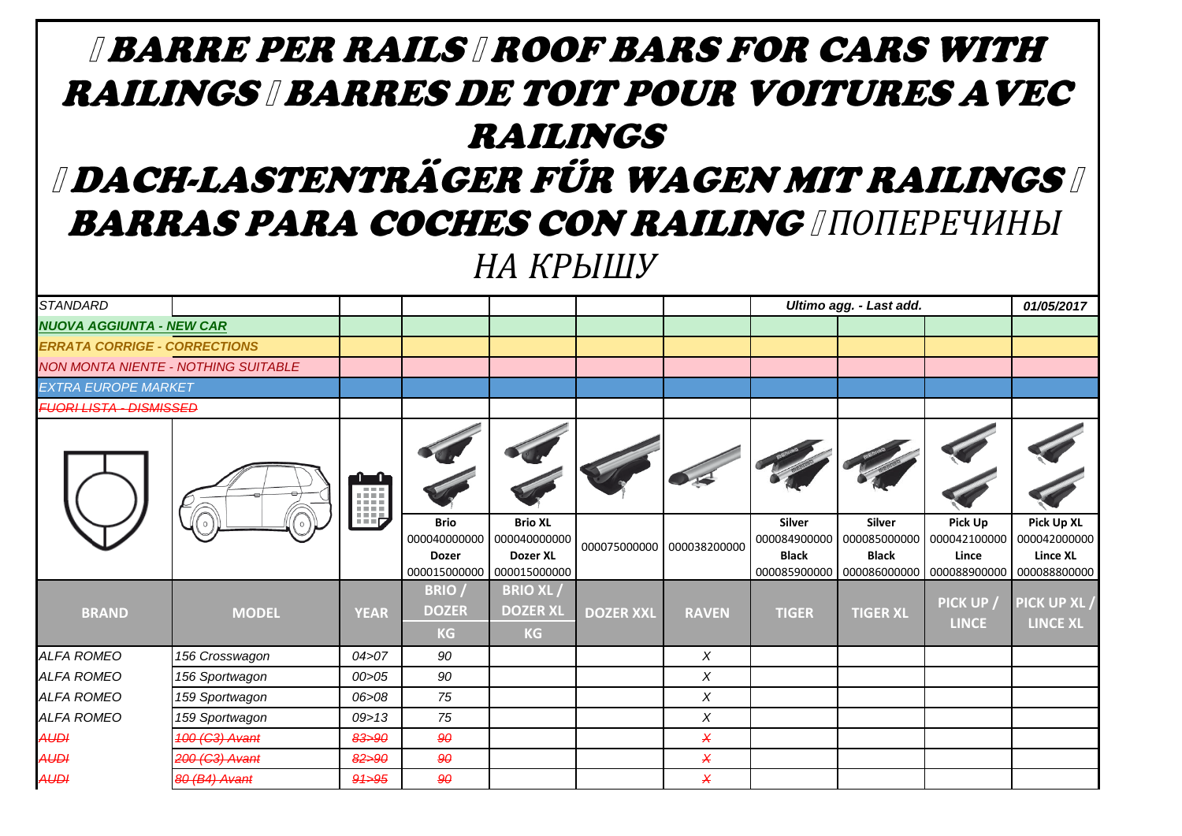# ▯BARRE PER RAILS ▯ROOF BARS FOR CARS WITH RAILINGS ▯BARRES DE TOIT POUR VOITURES AVEC RAILINGS ▯DACH-LASTENTRÄGER FÜR WAGEN MIT RAILINGS ▯ BARRAS PARA COCHES CON RAILING ▯ПОПЕРЕЧИНЫ НА КРЫШУ

| *STANDARD* | | | | | | | *Ultimo agg. - Last add.* | | | *01/05/2017* |
|---|---|---|---|---|---|---|---|---|---|---|
| ***NUOVA AGGIUNTA - NEW CAR*** | | | | | | | | | | |
| ***ERRATA CORRIGE - CORRECTIONS*** | | | | | | | | | | |
| *NON MONTA NIENTE - NOTHING SUITABLE* | | | | | | | | | | |
| *EXTRA EUROPE MARKET* | | | | | | | | | | |
| *~~FUORI LISTA - DISMISSED~~* | | | | | | | | | | |
| | | | **Brio** 000040000000 **Dozer** 000015000000 | **Brio XL** 000040000000 **Dozer XL** 000015000000 | 000075000000 | 000038200000 | **Silver** 000084900000 **Black** 000085900000 | **Silver** 000085000000 **Black** 000086000000 | **Pick Up** 000042100000 **Lince** 000088900000 | **Pick Up XL** 000042000000 **Lince XL** 000088800000 |
| **BRAND** | **MODEL** | **YEAR** | **BRIO / DOZER KG** | **BRIO XL / DOZER XL KG** | **DOZER XXL** | **RAVEN** | **TIGER** | **TIGER XL** | **PICK UP / LINCE** | **PICK UP XL / LINCE XL** |
| *ALFA ROMEO* | *156 Crosswagon* | *04>07* | *90* | | | *X* | | | | |
| *ALFA ROMEO* | *156 Sportwagon* | *00>05* | *90* | | | *X* | | | | |
| *ALFA ROMEO* | *159 Sportwagon* | *06>08* | *75* | | | *X* | | | | |
| *ALFA ROMEO* | *159 Sportwagon* | *09>13* | *75* | | | *X* | | | | |
| *~~AUDI~~* | *~~100 (C3) Avant~~* | *~~83>90~~* | *~~90~~* | | | *~~X~~* | | | | |
| *~~AUDI~~* | *~~200 (C3) Avant~~* | *~~82>90~~* | *~~90~~* | | | *~~X~~* | | | | |
| *~~AUDI~~* | *~~80 (B4) Avant~~* | *~~91>95~~* | *~~90~~* | | | *~~X~~* | | | | |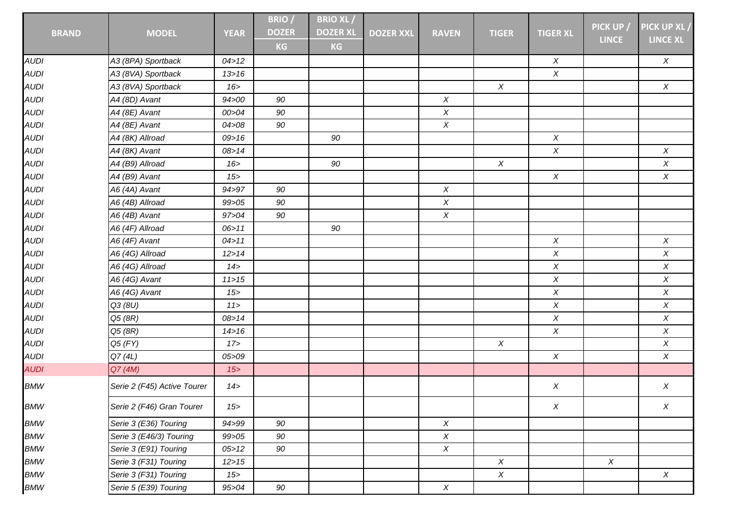| BRAND | MODEL | YEAR | BRIO / DOZER KG | BRIO XL / DOZER XL KG | DOZER XXL | RAVEN | TIGER | TIGER XL | PICK UP / LINCE | PICK UP XL / LINCE XL |
|---|---|---|---|---|---|---|---|---|---|---|
| *AUDI* | *A3 (8PA) Sportback* | *04>12* | | | | | | *X* | | *X* |
| *AUDI* | *A3 (8VA) Sportback* | *13>16* | | | | | | *X* | | |
| *AUDI* | *A3 (8VA) Sportback* | *16>* | | | | | *X* | | | *X* |
| *AUDI* | *A4 (8D) Avant* | *94>00* | *90* | | | *X* | | | | |
| *AUDI* | *A4 (8E) Avant* | *00>04* | *90* | | | *X* | | | | |
| *AUDI* | *A4 (8E) Avant* | *04>08* | *90* | | | *X* | | | | |
| *AUDI* | *A4 (8K) Allroad* | *09>16* | | *90* | | | | *X* | | |
| *AUDI* | *A4 (8K) Avant* | *08>14* | | | | | | *X* | | *X* |
| *AUDI* | *A4 (B9) Allroad* | *16>* | | *90* | | | *X* | | | *X* |
| *AUDI* | *A4 (B9) Avant* | *15>* | | | | | | *X* | | *X* |
| *AUDI* | *A6 (4A) Avant* | *94>97* | *90* | | | *X* | | | | |
| *AUDI* | *A6 (4B) Allroad* | *99>05* | *90* | | | *X* | | | | |
| *AUDI* | *A6 (4B) Avant* | *97>04* | *90* | | | *X* | | | | |
| *AUDI* | *A6 (4F) Allroad* | *06>11* | | *90* | | | | | | |
| *AUDI* | *A6 (4F) Avant* | *04>11* | | | | | | *X* | | *X* |
| *AUDI* | *A6 (4G) Allroad* | *12>14* | | | | | | *X* | | *X* |
| *AUDI* | *A6 (4G) Allroad* | *14>* | | | | | | *X* | | *X* |
| *AUDI* | *A6 (4G) Avant* | *11>15* | | | | | | *X* | | *X* |
| *AUDI* | *A6 (4G) Avant* | *15>* | | | | | | *X* | | *X* |
| *AUDI* | *Q3 (8U)* | *11>* | | | | | | *X* | | *X* |
| *AUDI* | *Q5 (8R)* | *08>14* | | | | | | *X* | | *X* |
| *AUDI* | *Q5 (8R)* | *14>16* | | | | | | *X* | | *X* |
| *AUDI* | *Q5 (FY)* | *17>* | | | | | *X* | | | *X* |
| *AUDI* | *Q7 (4L)* | *05>09* | | | | | | *X* | | *X* |
| *AUDI* | *Q7 (4M)* | *15>* | | | | | | | | |
| *BMW* | *Serie 2 (F45) Active Tourer* | *14>* | | | | | | *X* | | *X* |
| *BMW* | *Serie 2 (F46) Gran Tourer* | *15>* | | | | | | *X* | | *X* |
| *BMW* | *Serie 3 (E36) Touring* | *94>99* | *90* | | | *X* | | | | |
| *BMW* | *Serie 3 (E46/3) Touring* | *99>05* | *90* | | | *X* | | | | |
| *BMW* | *Serie 3 (E91) Touring* | *05>12* | *90* | | | *X* | | | | |
| *BMW* | *Serie 3 (F31) Touring* | *12>15* | | | | | *X* | | *X* | |
| *BMW* | *Serie 3 (F31) Touring* | *15>* | | | | | *X* | | | *X* |
| *BMW* | *Serie 5 (E39) Touring* | *95>04* | *90* | | | *X* | | | | |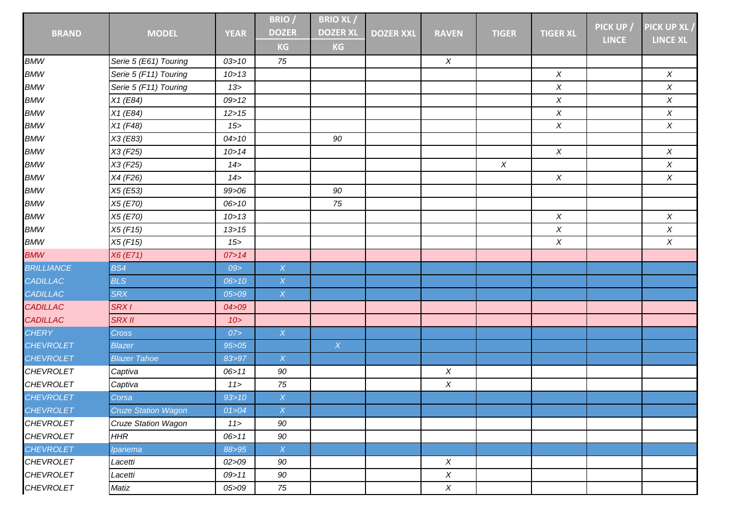| BRAND | MODEL | YEAR | BRIO / DOZER KG | BRIO XL / DOZER XL KG | DOZER XXL | RAVEN | TIGER | TIGER XL | PICK UP / LINCE | PICK UP XL / LINCE XL |
|---|---|---|---|---|---|---|---|---|---|---|
| *BMW* | *Serie 5 (E61) Touring* | *03>10* | *75* | | | *X* | | | | |
| *BMW* | *Serie 5 (F11) Touring* | *10>13* | | | | | | *X* | | *X* |
| *BMW* | *Serie 5 (F11) Touring* | *13>* | | | | | | *X* | | *X* |
| *BMW* | *X1 (E84)* | *09>12* | | | | | | *X* | | *X* |
| *BMW* | *X1 (E84)* | *12>15* | | | | | | *X* | | *X* |
| *BMW* | *X1 (F48)* | *15>* | | | | | | *X* | | *X* |
| *BMW* | *X3 (E83)* | *04>10* | | *90* | | | | | | |
| *BMW* | *X3 (F25)* | *10>14* | | | | | | *X* | | *X* |
| *BMW* | *X3 (F25)* | *14>* | | | | | *X* | | | *X* |
| *BMW* | *X4 (F26)* | *14>* | | | | | | *X* | | *X* |
| *BMW* | *X5 (E53)* | *99>06* | | *90* | | | | | | |
| *BMW* | *X5 (E70)* | *06>10* | | *75* | | | | | | |
| *BMW* | *X5 (E70)* | *10>13* | | | | | | *X* | | *X* |
| *BMW* | *X5 (F15)* | *13>15* | | | | | | *X* | | *X* |
| *BMW* | *X5 (F15)* | *15>* | | | | | | *X* | | *X* |
| *BMW* | *X6 (E71)* | *07>14* | | | | | | | | |
| *BRILLIANCE* | *BS4* | *09>* | *X* | | | | | | | |
| *CADILLAC* | *BLS* | *06>10* | *X* | | | | | | | |
| *CADILLAC* | *SRX* | *05>09* | *X* | | | | | | | |
| *CADILLAC* | *SRX I* | *04>09* | | | | | | | | |
| *CADILLAC* | *SRX II* | *10>* | | | | | | | | |
| *CHERY* | *Cross* | *07>* | *X* | | | | | | | |
| *CHEVROLET* | *Blazer* | *95>05* | | *X* | | | | | | |
| *CHEVROLET* | *Blazer Tahoe* | *83>97* | *X* | | | | | | | |
| *CHEVROLET* | *Captiva* | *06>11* | *90* | | | *X* | | | | |
| *CHEVROLET* | *Captiva* | *11>* | *75* | | | *X* | | | | |
| *CHEVROLET* | *Corsa* | *93>10* | *X* | | | | | | | |
| *CHEVROLET* | *Cruze Station Wagon* | *01>04* | *X* | | | | | | | |
| *CHEVROLET* | *Cruze Station Wagon* | *11>* | *90* | | | | | | | |
| *CHEVROLET* | *HHR* | *06>11* | *90* | | | | | | | |
| *CHEVROLET* | *Ipanema* | *88>95* | *X* | | | | | | | |
| *CHEVROLET* | *Lacetti* | *02>09* | *90* | | | *X* | | | | |
| *CHEVROLET* | *Lacetti* | *09>11* | *90* | | | *X* | | | | |
| *CHEVROLET* | *Matiz* | *05>09* | *75* | | | *X* | | | | |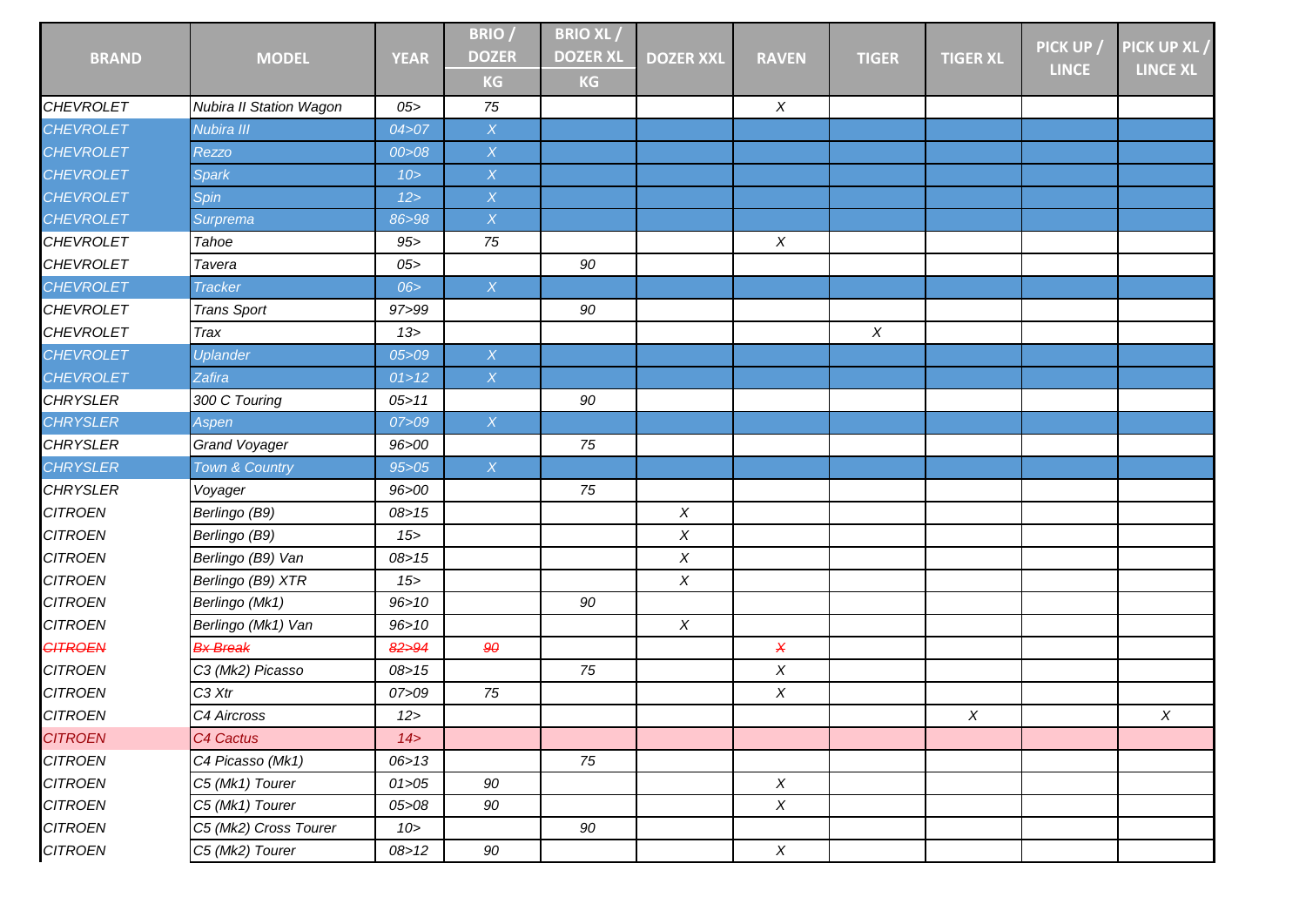| BRAND | MODEL | YEAR | BRIO / DOZER KG | BRIO XL / DOZER XL KG | DOZER XXL | RAVEN | TIGER | TIGER XL | PICK UP / LINCE | PICK UP XL / LINCE XL |
|---|---|---|---|---|---|---|---|---|---|---|
| CHEVROLET | Nubira II Station Wagon | 05> | 75 | | | X | | | | |
| CHEVROLET | Nubira III | 04>07 | X | | | | | | | |
| CHEVROLET | Rezzo | 00>08 | X | | | | | | | |
| CHEVROLET | Spark | 10> | X | | | | | | | |
| CHEVROLET | Spin | 12> | X | | | | | | | |
| CHEVROLET | Surprema | 86>98 | X | | | | | | | |
| CHEVROLET | Tahoe | 95> | 75 | | | X | | | | |
| CHEVROLET | Tavera | 05> | | 90 | | | | | | |
| CHEVROLET | Tracker | 06> | X | | | | | | | |
| CHEVROLET | Trans Sport | 97>99 | | 90 | | | | | | |
| CHEVROLET | Trax | 13> | | | | | X | | | |
| CHEVROLET | Uplander | 05>09 | X | | | | | | | |
| CHEVROLET | Zafira | 01>12 | X | | | | | | | |
| CHRYSLER | 300 C Touring | 05>11 | | 90 | | | | | | |
| CHRYSLER | Aspen | 07>09 | X | | | | | | | |
| CHRYSLER | Grand Voyager | 96>00 | | 75 | | | | | | |
| CHRYSLER | Town & Country | 95>05 | X | | | | | | | |
| CHRYSLER | Voyager | 96>00 | | 75 | | | | | | |
| CITROEN | Berlingo (B9) | 08>15 | | | X | | | | | |
| CITROEN | Berlingo (B9) | 15> | | | X | | | | | |
| CITROEN | Berlingo (B9) Van | 08>15 | | | X | | | | | |
| CITROEN | Berlingo (B9) XTR | 15> | | | X | | | | | |
| CITROEN | Berlingo (Mk1) | 96>10 | | 90 | | | | | | |
| CITROEN | Berlingo (Mk1) Van | 96>10 | | | X | | | | | |
| ~~CITROEN~~ | ~~Bx Break~~ | ~~82>94~~ | ~~90~~ | | | ~~X~~ | | | | |
| CITROEN | C3 (Mk2) Picasso | 08>15 | | 75 | | X | | | | |
| CITROEN | C3 Xtr | 07>09 | 75 | | | X | | | | |
| CITROEN | C4 Aircross | 12> | | | | | | X | | X |
| CITROEN | C4 Cactus | 14> | | | | | | | | |
| CITROEN | C4 Picasso (Mk1) | 06>13 | | 75 | | | | | | |
| CITROEN | C5 (Mk1) Tourer | 01>05 | 90 | | | X | | | | |
| CITROEN | C5 (Mk1) Tourer | 05>08 | 90 | | | X | | | | |
| CITROEN | C5 (Mk2) Cross Tourer | 10> | | 90 | | | | | | |
| CITROEN | C5 (Mk2) Tourer | 08>12 | 90 | | | X | | | | |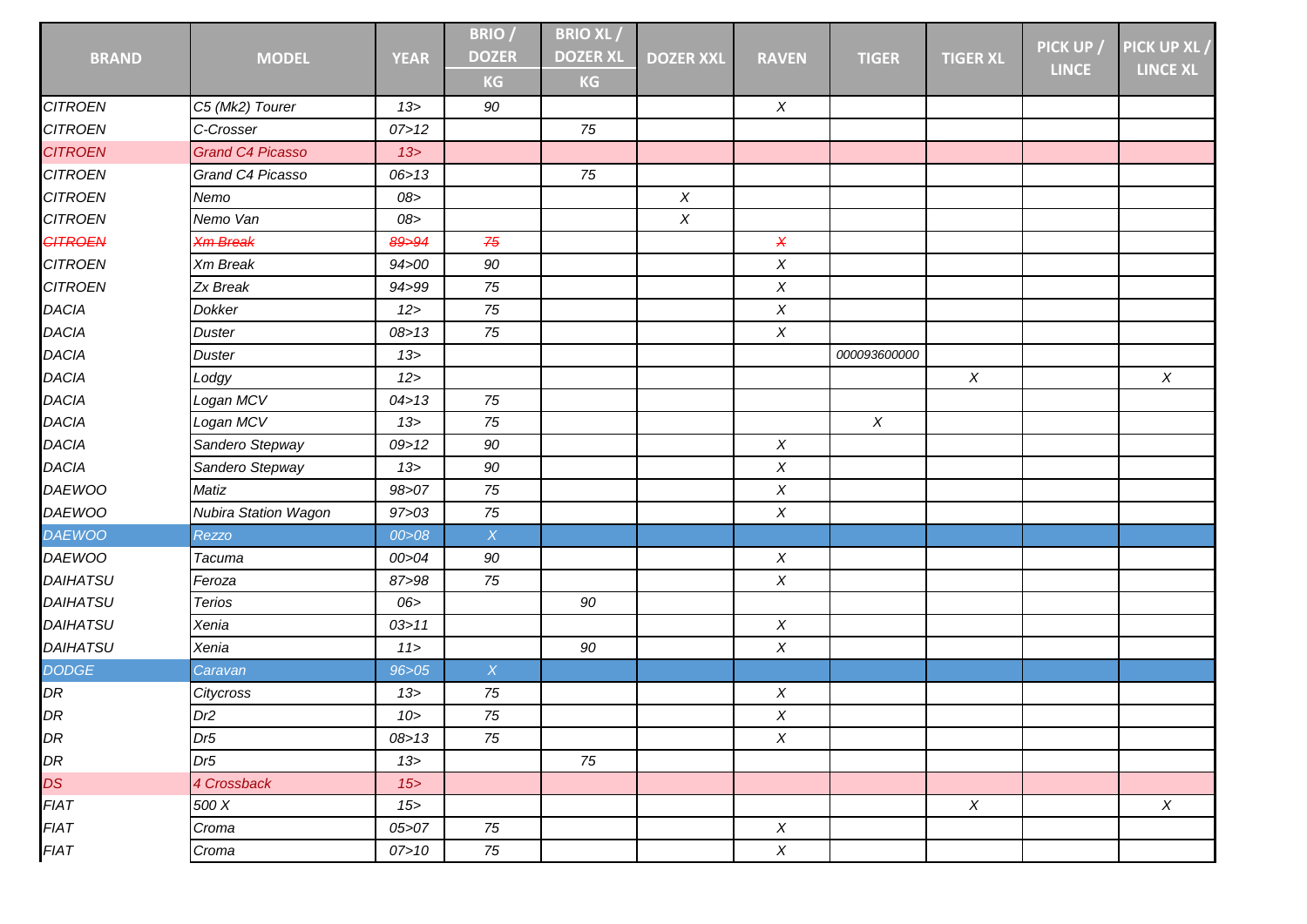| BRAND | MODEL | YEAR | BRIO / DOZER KG | BRIO XL / DOZER XL KG | DOZER XXL | RAVEN | TIGER | TIGER XL | PICK UP / LINCE | PICK UP XL / LINCE XL |
|---|---|---|---|---|---|---|---|---|---|---|
| CITROEN | C5 (Mk2) Tourer | 13> | 90 | | | X | | | | |
| CITROEN | C-Crosser | 07>12 | | 75 | | | | | | |
| CITROEN | Grand C4 Picasso | 13> | | | | | | | | |
| CITROEN | Grand C4 Picasso | 06>13 | | 75 | | | | | | |
| CITROEN | Nemo | 08> | | | X | | | | | |
| CITROEN | Nemo Van | 08> | | | X | | | | | |
| ~~CITROEN~~ | ~~Xm Break~~ | ~~89>94~~ | ~~75~~ | | | ~~X~~ | | | | |
| CITROEN | Xm Break | 94>00 | 90 | | | X | | | | |
| CITROEN | Zx Break | 94>99 | 75 | | | X | | | | |
| DACIA | Dokker | 12> | 75 | | | X | | | | |
| DACIA | Duster | 08>13 | 75 | | | X | | | | |
| DACIA | Duster | 13> | | | | | 000093600000 | | | |
| DACIA | Lodgy | 12> | | | | | | X | | X |
| DACIA | Logan MCV | 04>13 | 75 | | | | | | | |
| DACIA | Logan MCV | 13> | 75 | | | | X | | | |
| DACIA | Sandero Stepway | 09>12 | 90 | | | X | | | | |
| DACIA | Sandero Stepway | 13> | 90 | | | X | | | | |
| DAEWOO | Matiz | 98>07 | 75 | | | X | | | | |
| DAEWOO | Nubira Station Wagon | 97>03 | 75 | | | X | | | | |
| DAEWOO | Rezzo | 00>08 | X | | | | | | | |
| DAEWOO | Tacuma | 00>04 | 90 | | | X | | | | |
| DAIHATSU | Feroza | 87>98 | 75 | | | X | | | | |
| DAIHATSU | Terios | 06> | | 90 | | | | | | |
| DAIHATSU | Xenia | 03>11 | | | | X | | | | |
| DAIHATSU | Xenia | 11> | | 90 | | X | | | | |
| DODGE | Caravan | 96>05 | X | | | | | | | |
| DR | Citycross | 13> | 75 | | | X | | | | |
| DR | Dr2 | 10> | 75 | | | X | | | | |
| DR | Dr5 | 08>13 | 75 | | | X | | | | |
| DR | Dr5 | 13> | | 75 | | | | | | |
| DS | 4 Crossback | 15> | | | | | | | | |
| FIAT | 500 X | 15> | | | | | | X | | X |
| FIAT | Croma | 05>07 | 75 | | | X | | | | |
| FIAT | Croma | 07>10 | 75 | | | X | | | | |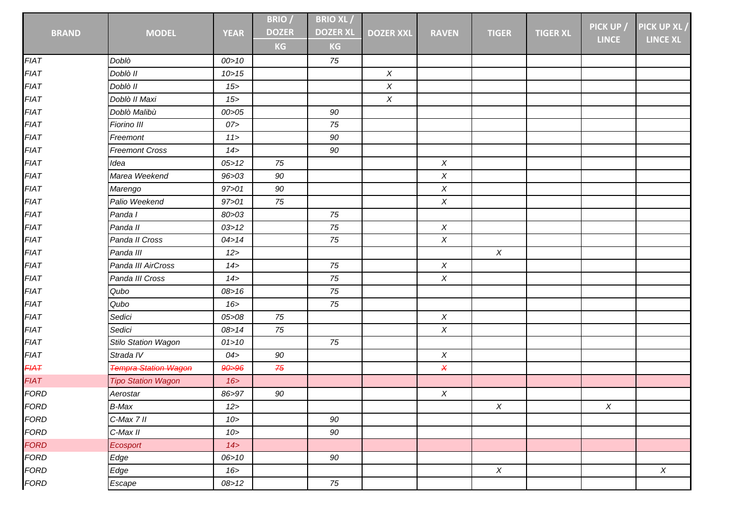| BRAND | MODEL | YEAR | BRIO / DOZER KG | BRIO XL / DOZER XL KG | DOZER XXL | RAVEN | TIGER | TIGER XL | PICK UP / LINCE | PICK UP XL / LINCE XL |
|---|---|---|---|---|---|---|---|---|---|---|
| FIAT | Doblò | 00>10 | | 75 | | | | | | |
| FIAT | Doblò II | 10>15 | | | X | | | | | |
| FIAT | Doblò II | 15> | | | X | | | | | |
| FIAT | Doblò II Maxi | 15> | | | X | | | | | |
| FIAT | Doblò Malibù | 00>05 | | 90 | | | | | | |
| FIAT | Fiorino III | 07> | | 75 | | | | | | |
| FIAT | Freemont | 11> | | 90 | | | | | | |
| FIAT | Freemont Cross | 14> | | 90 | | | | | | |
| FIAT | Idea | 05>12 | 75 | | | X | | | | |
| FIAT | Marea Weekend | 96>03 | 90 | | | X | | | | |
| FIAT | Marengo | 97>01 | 90 | | | X | | | | |
| FIAT | Palio Weekend | 97>01 | 75 | | | X | | | | |
| FIAT | Panda I | 80>03 | | 75 | | | | | | |
| FIAT | Panda II | 03>12 | | 75 | | X | | | | |
| FIAT | Panda II Cross | 04>14 | | 75 | | X | | | | |
| FIAT | Panda III | 12> | | | | | X | | | |
| FIAT | Panda III AirCross | 14> | | 75 | | X | | | | |
| FIAT | Panda III Cross | 14> | | 75 | | X | | | | |
| FIAT | Qubo | 08>16 | | 75 | | | | | | |
| FIAT | Qubo | 16> | | 75 | | | | | | |
| FIAT | Sedici | 05>08 | 75 | | | X | | | | |
| FIAT | Sedici | 08>14 | 75 | | | X | | | | |
| FIAT | Stilo Station Wagon | 01>10 | | 75 | | | | | | |
| FIAT | Strada IV | 04> | 90 | | | X | | | | |
| ~~FIAT~~ | ~~Tempra Station Wagon~~ | ~~90>96~~ | ~~75~~ | | | ~~X~~ | | | | |
| FIAT | Tipo Station Wagon | 16> | | | | | | | | |
| FORD | Aerostar | 86>97 | 90 | | | X | | | | |
| FORD | B-Max | 12> | | | | | X | | X | |
| FORD | C-Max 7 II | 10> | | 90 | | | | | | |
| FORD | C-Max II | 10> | | 90 | | | | | | |
| FORD | Ecosport | 14> | | | | | | | | |
| FORD | Edge | 06>10 | | 90 | | | | | | |
| FORD | Edge | 16> | | | | | X | | | X |
| FORD | Escape | 08>12 | | 75 | | | | | | |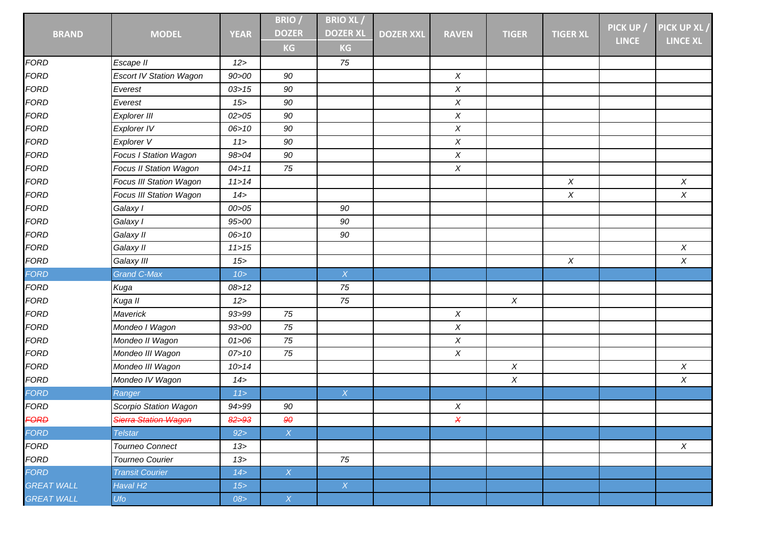| BRAND | MODEL | YEAR | BRIO / DOZER KG | BRIO XL / DOZER XL KG | DOZER XXL | RAVEN | TIGER | TIGER XL | PICK UP / LINCE | PICK UP XL / LINCE XL |
|---|---|---|---|---|---|---|---|---|---|---|
| FORD | Escape II | 12> | | 75 | | | | | | |
| FORD | Escort IV Station Wagon | 90>00 | 90 | | | X | | | | |
| FORD | Everest | 03>15 | 90 | | | X | | | | |
| FORD | Everest | 15> | 90 | | | X | | | | |
| FORD | Explorer III | 02>05 | 90 | | | X | | | | |
| FORD | Explorer IV | 06>10 | 90 | | | X | | | | |
| FORD | Explorer V | 11> | 90 | | | X | | | | |
| FORD | Focus I Station Wagon | 98>04 | 90 | | | X | | | | |
| FORD | Focus II Station Wagon | 04>11 | 75 | | | X | | | | |
| FORD | Focus III Station Wagon | 11>14 | | | | | | X | | X |
| FORD | Focus III Station Wagon | 14> | | | | | | X | | X |
| FORD | Galaxy I | 00>05 | | 90 | | | | | | |
| FORD | Galaxy I | 95>00 | | 90 | | | | | | |
| FORD | Galaxy II | 06>10 | | 90 | | | | | | |
| FORD | Galaxy II | 11>15 | | | | | | | | X |
| FORD | Galaxy III | 15> | | | | | | X | | X |
| FORD | Grand C-Max | 10> | | X | | | | | | |
| FORD | Kuga | 08>12 | | 75 | | | | | | |
| FORD | Kuga II | 12> | | 75 | | | X | | | |
| FORD | Maverick | 93>99 | 75 | | | X | | | | |
| FORD | Mondeo I Wagon | 93>00 | 75 | | | X | | | | |
| FORD | Mondeo II Wagon | 01>06 | 75 | | | X | | | | |
| FORD | Mondeo III Wagon | 07>10 | 75 | | | X | | | | |
| FORD | Mondeo III Wagon | 10>14 | | | | | X | | | X |
| FORD | Mondeo IV Wagon | 14> | | | | | X | | | X |
| FORD | Ranger | 11> | | X | | | | | | |
| FORD | Scorpio Station Wagon | 94>99 | 90 | | | X | | | | |
| ~~FORD~~ | ~~Sierra Station Wagon~~ | ~~82>93~~ | ~~90~~ | | | ~~X~~ | | | | |
| FORD | Telstar | 92> | X | | | | | | | |
| FORD | Tourneo Connect | 13> | | | | | | | | X |
| FORD | Tourneo Courier | 13> | | 75 | | | | | | |
| FORD | Transit Courier | 14> | X | | | | | | | |
| GREAT WALL | Haval H2 | 15> | | X | | | | | | |
| GREAT WALL | Ufo | 08> | X | | | | | | | |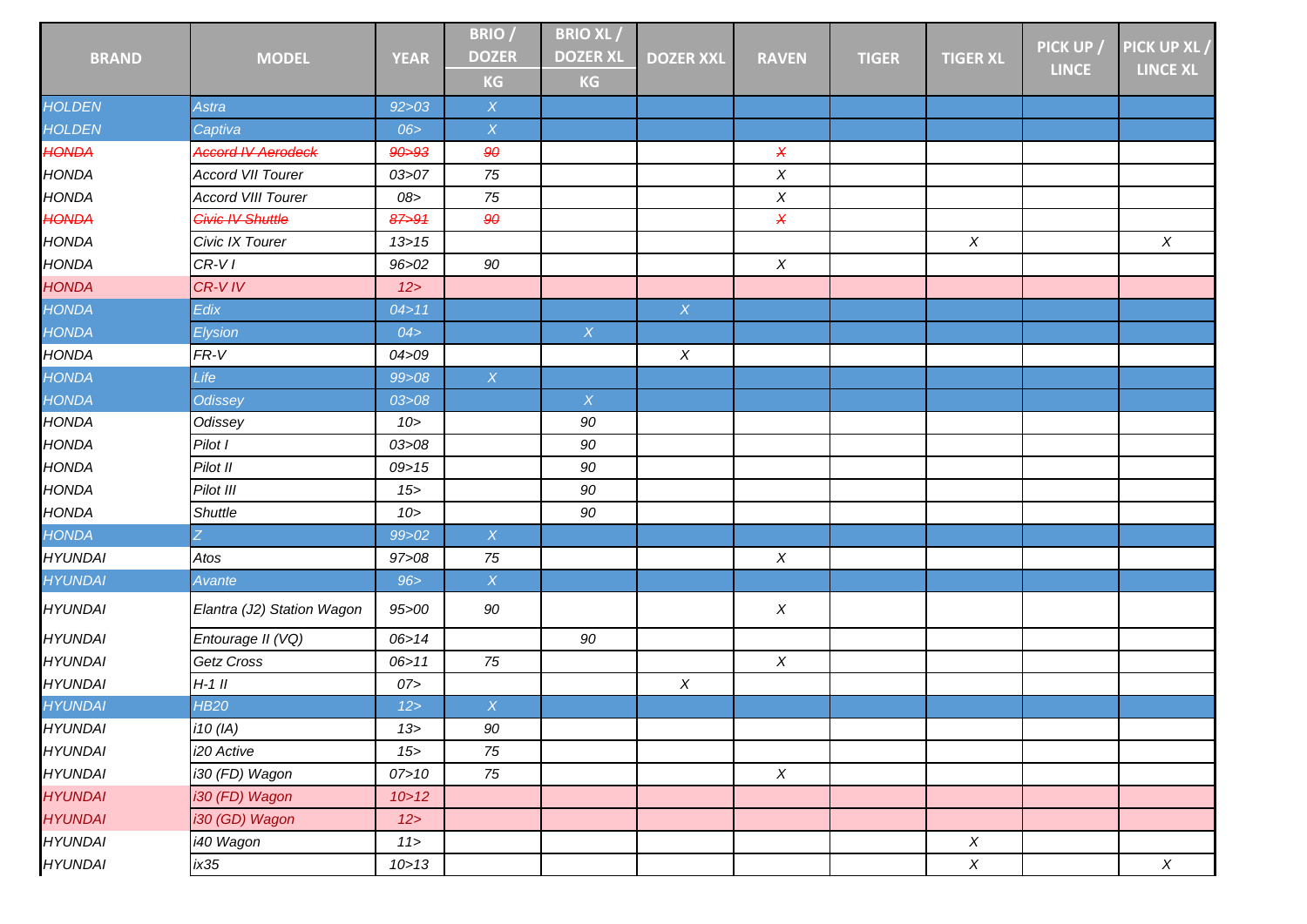| BRAND | MODEL | YEAR | BRIO / DOZER KG | BRIO XL / DOZER XL KG | DOZER XXL | RAVEN | TIGER | TIGER XL | PICK UP / LINCE | PICK UP XL / LINCE XL |
|---|---|---|---|---|---|---|---|---|---|---|
| *HOLDEN* | *Astra* | *92>03* | *X* | | | | | | | |
| *HOLDEN* | *Captiva* | *06>* | *X* | | | | | | | |
| ~~*HONDA*~~ | ~~*Accord IV Aerodeck*~~ | ~~*90>93*~~ | ~~*90*~~ | | | ~~*X*~~ | | | | |
| *HONDA* | *Accord VII Tourer* | *03>07* | *75* | | | *X* | | | | |
| *HONDA* | *Accord VIII Tourer* | *08>* | *75* | | | *X* | | | | |
| ~~*HONDA*~~ | ~~*Civic IV Shuttle*~~ | ~~*87>91*~~ | ~~*90*~~ | | | ~~*X*~~ | | | | |
| *HONDA* | *Civic IX Tourer* | *13>15* | | | | | | *X* | | *X* |
| *HONDA* | *CR-V I* | *96>02* | *90* | | | *X* | | | | |
| *HONDA* | *CR-V IV* | *12>* | | | | | | | | |
| *HONDA* | *Edix* | *04>11* | | | *X* | | | | | |
| *HONDA* | *Elysion* | *04>* | | *X* | | | | | | |
| *HONDA* | *FR-V* | *04>09* | | | *X* | | | | | |
| *HONDA* | *Life* | *99>08* | *X* | | | | | | | |
| *HONDA* | *Odissey* | *03>08* | | *X* | | | | | | |
| *HONDA* | *Odissey* | *10>* | | *90* | | | | | | |
| *HONDA* | *Pilot I* | *03>08* | | *90* | | | | | | |
| *HONDA* | *Pilot II* | *09>15* | | *90* | | | | | | |
| *HONDA* | *Pilot III* | *15>* | | *90* | | | | | | |
| *HONDA* | *Shuttle* | *10>* | | *90* | | | | | | |
| *HONDA* | *Z* | *99>02* | *X* | | | | | | | |
| *HYUNDAI* | *Atos* | *97>08* | *75* | | | *X* | | | | |
| *HYUNDAI* | *Avante* | *96>* | *X* | | | | | | | |
| *HYUNDAI* | *Elantra (J2) Station Wagon* | *95>00* | *90* | | | *X* | | | | |
| *HYUNDAI* | *Entourage II (VQ)* | *06>14* | | *90* | | | | | | |
| *HYUNDAI* | *Getz Cross* | *06>11* | *75* | | | *X* | | | | |
| *HYUNDAI* | *H-1 II* | *07>* | | | *X* | | | | | |
| *HYUNDAI* | *HB20* | *12>* | *X* | | | | | | | |
| *HYUNDAI* | *i10 (IA)* | *13>* | *90* | | | | | | | |
| *HYUNDAI* | *i20 Active* | *15>* | *75* | | | | | | | |
| *HYUNDAI* | *i30 (FD) Wagon* | *07>10* | *75* | | | *X* | | | | |
| *HYUNDAI* | *i30 (FD) Wagon* | *10>12* | | | | | | | | |
| *HYUNDAI* | *i30 (GD) Wagon* | *12>* | | | | | | | | |
| *HYUNDAI* | *i40 Wagon* | *11>* | | | | | | *X* | | |
| *HYUNDAI* | *ix35* | *10>13* | | | | | | *X* | | *X* |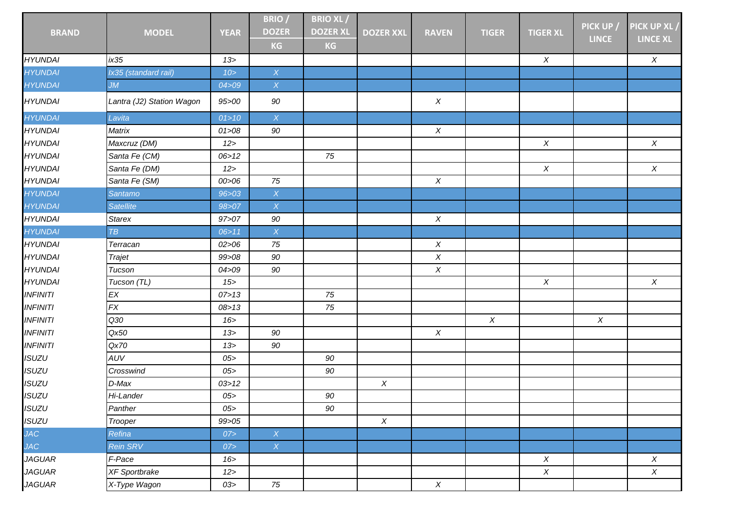| BRAND | MODEL | YEAR | BRIO / DOZER KG | BRIO XL / DOZER XL KG | DOZER XXL | RAVEN | TIGER | TIGER XL | PICK UP / LINCE | PICK UP XL / LINCE XL |
|---|---|---|---|---|---|---|---|---|---|---|
| HYUNDAI | ix35 | 13> | | | | | | X | | X |
| HYUNDAI | Ix35 (standard rail) | 10> | X | | | | | | | |
| HYUNDAI | JM | 04>09 | X | | | | | | | |
| HYUNDAI | Lantra (J2) Station Wagon | 95>00 | 90 | | | X | | | | |
| HYUNDAI | Lavita | 01>10 | X | | | | | | | |
| HYUNDAI | Matrix | 01>08 | 90 | | | X | | | | |
| HYUNDAI | Maxcruz (DM) | 12> | | | | | | X | | X |
| HYUNDAI | Santa Fe (CM) | 06>12 | | 75 | | | | | | |
| HYUNDAI | Santa Fe (DM) | 12> | | | | | | X | | X |
| HYUNDAI | Santa Fe (SM) | 00>06 | 75 | | | X | | | | |
| HYUNDAI | Santamo | 96>03 | X | | | | | | | |
| HYUNDAI | Satellite | 98>07 | X | | | | | | | |
| HYUNDAI | Starex | 97>07 | 90 | | | X | | | | |
| HYUNDAI | TB | 06>11 | X | | | | | | | |
| HYUNDAI | Terracan | 02>06 | 75 | | | X | | | | |
| HYUNDAI | Trajet | 99>08 | 90 | | | X | | | | |
| HYUNDAI | Tucson | 04>09 | 90 | | | X | | | | |
| HYUNDAI | Tucson (TL) | 15> | | | | | | X | | X |
| INFINITI | EX | 07>13 | | 75 | | | | | | |
| INFINITI | FX | 08>13 | | 75 | | | | | | |
| INFINITI | Q30 | 16> | | | | | X | | X | |
| INFINITI | Qx50 | 13> | 90 | | | X | | | | |
| INFINITI | Qx70 | 13> | 90 | | | | | | | |
| ISUZU | AUV | 05> | | 90 | | | | | | |
| ISUZU | Crosswind | 05> | | 90 | | | | | | |
| ISUZU | D-Max | 03>12 | | | X | | | | | |
| ISUZU | Hi-Lander | 05> | | 90 | | | | | | |
| ISUZU | Panther | 05> | | 90 | | | | | | |
| ISUZU | Trooper | 99>05 | | | X | | | | | |
| JAC | Refina | 07> | X | | | | | | | |
| JAC | Rein SRV | 07> | X | | | | | | | |
| JAGUAR | F-Pace | 16> | | | | | | X | | X |
| JAGUAR | XF Sportbrake | 12> | | | | | | X | | X |
| JAGUAR | X-Type Wagon | 03> | 75 | | | X | | | | |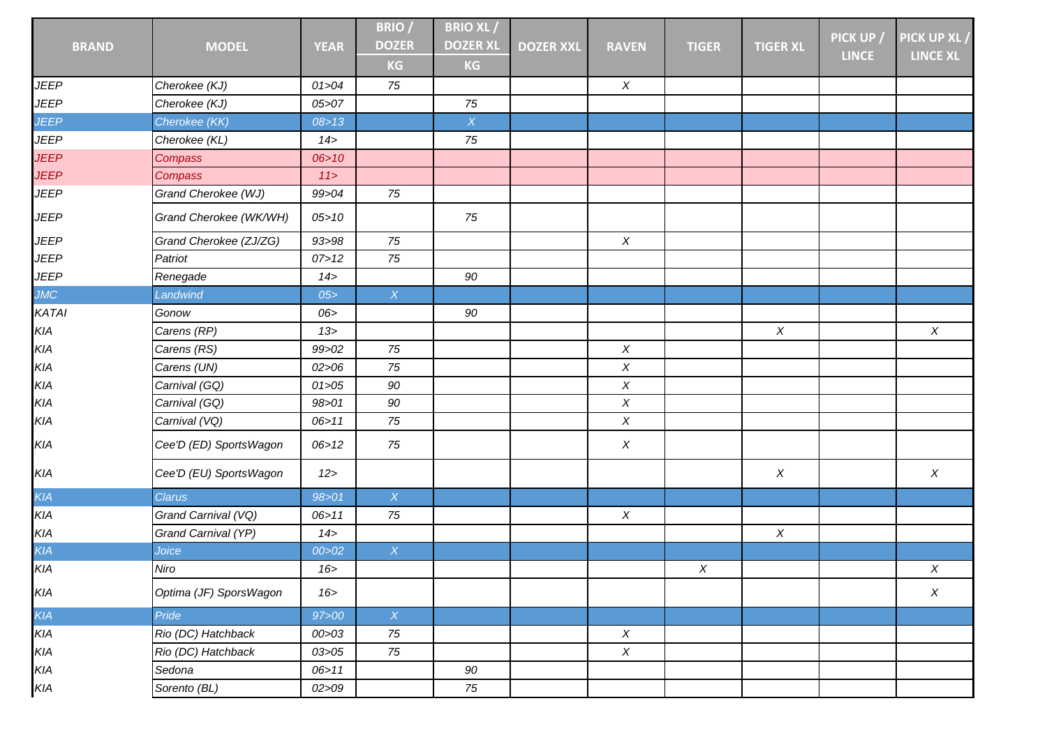| BRAND | MODEL | YEAR | BRIO / DOZER | BRIO XL / DOZER XL | DOZER XXL | RAVEN | TIGER | TIGER XL | PICK UP / LINCE | PICK UP XL / LINCE XL |
|---|---|---|---|---|---|---|---|---|---|---|
| | | | KG | KG | | | | | | |
| JEEP | Cherokee (KJ) | 01>04 | 75 | | | X | | | | |
| JEEP | Cherokee (KJ) | 05>07 | | 75 | | | | | | |
| JEEP | Cherokee (KK) | 08>13 | | X | | | | | | |
| JEEP | Cherokee (KL) | 14> | | 75 | | | | | | |
| JEEP | Compass | 06>10 | | | | | | | | |
| JEEP | Compass | 11> | | | | | | | | |
| JEEP | Grand Cherokee (WJ) | 99>04 | 75 | | | | | | | |
| JEEP | Grand Cherokee (WK/WH) | 05>10 | | 75 | | | | | | |
| JEEP | Grand Cherokee (ZJ/ZG) | 93>98 | 75 | | | X | | | | |
| JEEP | Patriot | 07>12 | 75 | | | | | | | |
| JEEP | Renegade | 14> | | 90 | | | | | | |
| JMC | Landwind | 05> | X | | | | | | | |
| KATAI | Gonow | 06> | | 90 | | | | | | |
| KIA | Carens (RP) | 13> | | | | | | X | | X |
| KIA | Carens (RS) | 99>02 | 75 | | | X | | | | |
| KIA | Carens (UN) | 02>06 | 75 | | | X | | | | |
| KIA | Carnival (GQ) | 01>05 | 90 | | | X | | | | |
| KIA | Carnival (GQ) | 98>01 | 90 | | | X | | | | |
| KIA | Carnival (VQ) | 06>11 | 75 | | | X | | | | |
| KIA | Cee'D (ED) SportsWagon | 06>12 | 75 | | | X | | | | |
| KIA | Cee'D (EU) SportsWagon | 12> | | | | | | X | | X |
| KIA | Clarus | 98>01 | X | | | | | | | |
| KIA | Grand Carnival (VQ) | 06>11 | 75 | | | X | | | | |
| KIA | Grand Carnival (YP) | 14> | | | | | | X | | |
| KIA | Joice | 00>02 | X | | | | | | | |
| KIA | Niro | 16> | | | | | X | | | X |
| KIA | Optima (JF) SporsWagon | 16> | | | | | | | | X |
| KIA | Pride | 97>00 | X | | | | | | | |
| KIA | Rio (DC) Hatchback | 00>03 | 75 | | | X | | | | |
| KIA | Rio (DC) Hatchback | 03>05 | 75 | | | X | | | | |
| KIA | Sedona | 06>11 | | 90 | | | | | | |
| KIA | Sorento (BL) | 02>09 | | 75 | | | | | | |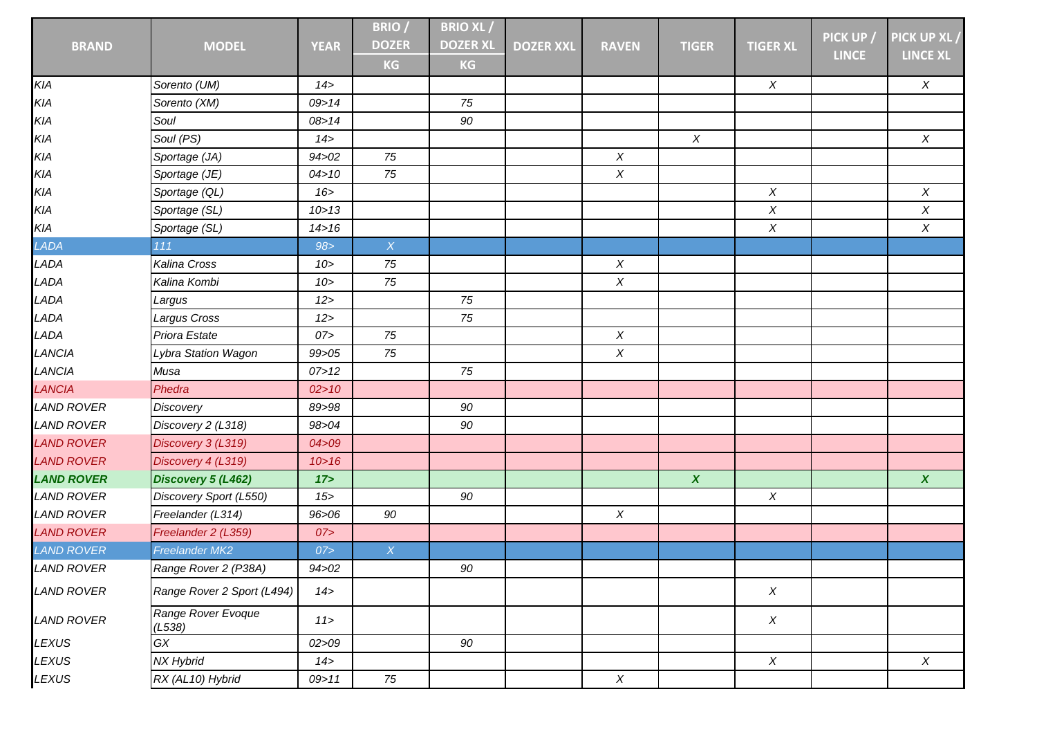| BRAND | MODEL | YEAR | BRIO / DOZER KG | BRIO XL / DOZER XL KG | DOZER XXL | RAVEN | TIGER | TIGER XL | PICK UP / LINCE | PICK UP XL / LINCE XL |
|---|---|---|---|---|---|---|---|---|---|---|
| KIA | Sorento (UM) | 14> | | | | | | X | | X |
| KIA | Sorento (XM) | 09>14 | | 75 | | | | | | |
| KIA | Soul | 08>14 | | 90 | | | | | | |
| KIA | Soul (PS) | 14> | | | | | X | | | X |
| KIA | Sportage (JA) | 94>02 | 75 | | | X | | | | |
| KIA | Sportage (JE) | 04>10 | 75 | | | X | | | | |
| KIA | Sportage (QL) | 16> | | | | | | X | | X |
| KIA | Sportage (SL) | 10>13 | | | | | | X | | X |
| KIA | Sportage (SL) | 14>16 | | | | | | X | | X |
| LADA | 111 | 98> | X | | | | | | | |
| LADA | Kalina Cross | 10> | 75 | | | X | | | | |
| LADA | Kalina Kombi | 10> | 75 | | | X | | | | |
| LADA | Largus | 12> | | 75 | | | | | | |
| LADA | Largus Cross | 12> | | 75 | | | | | | |
| LADA | Priora Estate | 07> | 75 | | | X | | | | |
| LANCIA | Lybra Station Wagon | 99>05 | 75 | | | X | | | | |
| LANCIA | Musa | 07>12 | | 75 | | | | | | |
| LANCIA | Phedra | 02>10 | | | | | | | | |
| LAND ROVER | Discovery | 89>98 | | 90 | | | | | | |
| LAND ROVER | Discovery 2 (L318) | 98>04 | | 90 | | | | | | |
| LAND ROVER | Discovery 3 (L319) | 04>09 | | | | | | | | |
| LAND ROVER | Discovery 4 (L319) | 10>16 | | | | | | | | |
| **LAND ROVER** | **Discovery 5 (L462)** | **17>** | | | | | **X** | | | **X** |
| LAND ROVER | Discovery Sport (L550) | 15> | | 90 | | | | X | | |
| LAND ROVER | Freelander (L314) | 96>06 | 90 | | | X | | | | |
| LAND ROVER | Freelander 2 (L359) | 07> | | | | | | | | |
| LAND ROVER | Freelander MK2 | 07> | X | | | | | | | |
| LAND ROVER | Range Rover 2 (P38A) | 94>02 | | 90 | | | | | | |
| LAND ROVER | Range Rover 2 Sport (L494) | 14> | | | | | | X | | |
| LAND ROVER | Range Rover Evoque (L538) | 11> | | | | | | X | | |
| LEXUS | GX | 02>09 | | 90 | | | | | | |
| LEXUS | NX Hybrid | 14> | | | | | | X | | X |
| LEXUS | RX (AL10) Hybrid | 09>11 | 75 | | | X | | | | |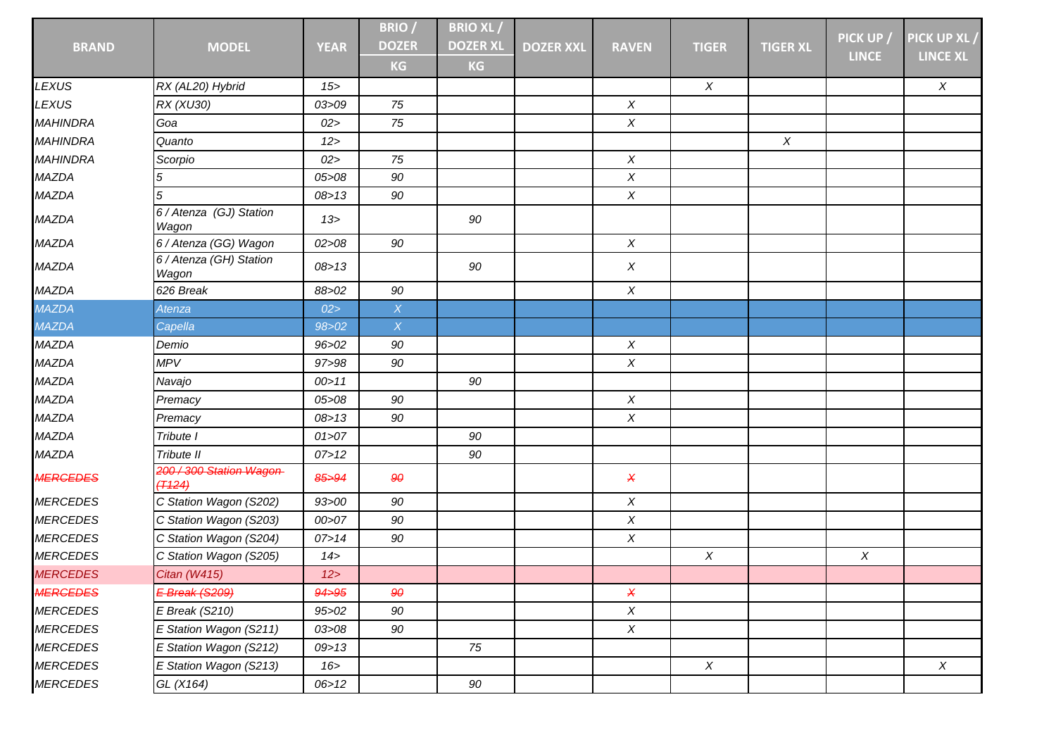| BRAND | MODEL | YEAR | BRIO / DOZER KG | BRIO XL / DOZER XL KG | DOZER XXL | RAVEN | TIGER | TIGER XL | PICK UP / LINCE | PICK UP XL / LINCE XL |
|---|---|---|---|---|---|---|---|---|---|---|
| LEXUS | RX (AL20) Hybrid | 15> | | | | | X | | | X |
| LEXUS | RX (XU30) | 03>09 | 75 | | | X | | | | |
| MAHINDRA | Goa | 02> | 75 | | | X | | | | |
| MAHINDRA | Quanto | 12> | | | | | | X | | |
| MAHINDRA | Scorpio | 02> | 75 | | | X | | | | |
| MAZDA | 5 | 05>08 | 90 | | | X | | | | |
| MAZDA | 5 | 08>13 | 90 | | | X | | | | |
| MAZDA | 6 / Atenza (GJ) Station Wagon | 13> | | 90 | | | | | | |
| MAZDA | 6 / Atenza (GG) Wagon | 02>08 | 90 | | | X | | | | |
| MAZDA | 6 / Atenza (GH) Station Wagon | 08>13 | | 90 | | X | | | | |
| MAZDA | 626 Break | 88>02 | 90 | | | X | | | | |
| MAZDA | Atenza | 02> | X | | | | | | | |
| MAZDA | Capella | 98>02 | X | | | | | | | |
| MAZDA | Demio | 96>02 | 90 | | | X | | | | |
| MAZDA | MPV | 97>98 | 90 | | | X | | | | |
| MAZDA | Navajo | 00>11 | | 90 | | | | | | |
| MAZDA | Premacy | 05>08 | 90 | | | X | | | | |
| MAZDA | Premacy | 08>13 | 90 | | | X | | | | |
| MAZDA | Tribute I | 01>07 | | 90 | | | | | | |
| MAZDA | Tribute II | 07>12 | | 90 | | | | | | |
| ~~MERCEDES~~ | ~~200 / 300 Station Wagon (T124)~~ | ~~85>94~~ | ~~90~~ | | | ~~X~~ | | | | |
| MERCEDES | C Station Wagon (S202) | 93>00 | 90 | | | X | | | | |
| MERCEDES | C Station Wagon (S203) | 00>07 | 90 | | | X | | | | |
| MERCEDES | C Station Wagon (S204) | 07>14 | 90 | | | X | | | | |
| MERCEDES | C Station Wagon (S205) | 14> | | | | | X | | X | |
| MERCEDES | Citan (W415) | 12> | | | | | | | | |
| ~~MERCEDES~~ | ~~E Break (S209)~~ | ~~94>95~~ | ~~90~~ | | | ~~X~~ | | | | |
| MERCEDES | E Break (S210) | 95>02 | 90 | | | X | | | | |
| MERCEDES | E Station Wagon (S211) | 03>08 | 90 | | | X | | | | |
| MERCEDES | E Station Wagon (S212) | 09>13 | | 75 | | | | | | |
| MERCEDES | E Station Wagon (S213) | 16> | | | | | X | | | X |
| MERCEDES | GL (X164) | 06>12 | | 90 | | | | | | |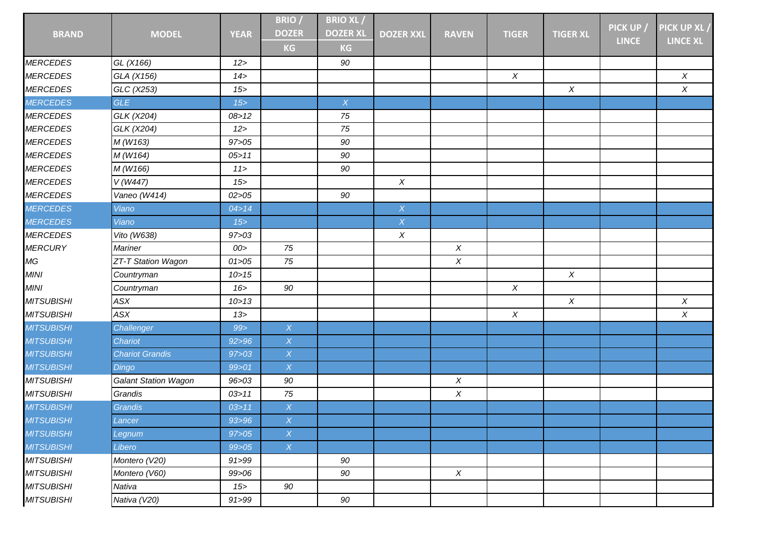| BRAND | MODEL | YEAR | BRIO / DOZER KG | BRIO XL / DOZER XL KG | DOZER XXL | RAVEN | TIGER | TIGER XL | PICK UP / LINCE | PICK UP XL / LINCE XL |
|---|---|---|---|---|---|---|---|---|---|---|
| MERCEDES | GL (X166) | 12> | | 90 | | | | | | |
| MERCEDES | GLA (X156) | 14> | | | | | X | | | X |
| MERCEDES | GLC (X253) | 15> | | | | | | X | | X |
| MERCEDES | GLE | 15> | | X | | | | | | |
| MERCEDES | GLK (X204) | 08>12 | | 75 | | | | | | |
| MERCEDES | GLK (X204) | 12> | | 75 | | | | | | |
| MERCEDES | M (W163) | 97>05 | | 90 | | | | | | |
| MERCEDES | M (W164) | 05>11 | | 90 | | | | | | |
| MERCEDES | M (W166) | 11> | | 90 | | | | | | |
| MERCEDES | V (W447) | 15> | | | X | | | | | |
| MERCEDES | Vaneo (W414) | 02>05 | | 90 | | | | | | |
| MERCEDES | Viano | 04>14 | | | X | | | | | |
| MERCEDES | Viano | 15> | | | X | | | | | |
| MERCEDES | Vito (W638) | 97>03 | | | X | | | | | |
| MERCURY | Mariner | 00> | 75 | | | X | | | | |
| MG | ZT-T Station Wagon | 01>05 | 75 | | | X | | | | |
| MINI | Countryman | 10>15 | | | | | | X | | |
| MINI | Countryman | 16> | 90 | | | | X | | | |
| MITSUBISHI | ASX | 10>13 | | | | | | X | | X |
| MITSUBISHI | ASX | 13> | | | | | X | | | X |
| MITSUBISHI | Challenger | 99> | X | | | | | | | |
| MITSUBISHI | Chariot | 92>96 | X | | | | | | | |
| MITSUBISHI | Chariot Grandis | 97>03 | X | | | | | | | |
| MITSUBISHI | Dingo | 99>01 | X | | | | | | | |
| MITSUBISHI | Galant Station Wagon | 96>03 | 90 | | | X | | | | |
| MITSUBISHI | Grandis | 03>11 | 75 | | | X | | | | |
| MITSUBISHI | Grandis | 03>11 | X | | | | | | | |
| MITSUBISHI | Lancer | 93>96 | X | | | | | | | |
| MITSUBISHI | Legnum | 97>05 | X | | | | | | | |
| MITSUBISHI | Libero | 99>05 | X | | | | | | | |
| MITSUBISHI | Montero (V20) | 91>99 | | 90 | | | | | | |
| MITSUBISHI | Montero (V60) | 99>06 | | 90 | | X | | | | |
| MITSUBISHI | Nativa | 15> | 90 | | | | | | | |
| MITSUBISHI | Nativa (V20) | 91>99 | | 90 | | | | | | |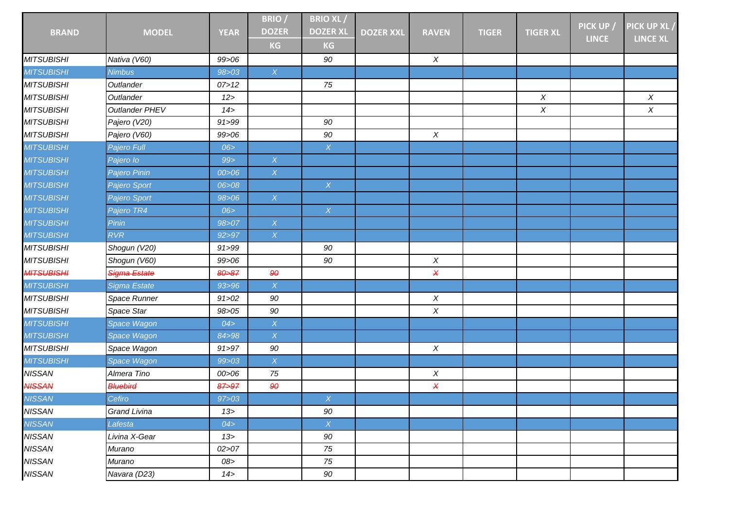| BRAND | MODEL | YEAR | BRIO / DOZER KG | BRIO XL / DOZER XL KG | DOZER XXL | RAVEN | TIGER | TIGER XL | PICK UP / LINCE | PICK UP XL / LINCE XL |
|---|---|---|---|---|---|---|---|---|---|---|
| MITSUBISHI | Nativa (V60) | 99>06 | | 90 | | X | | | | |
| MITSUBISHI | Nimbus | 98>03 | X | | | | | | | |
| MITSUBISHI | Outlander | 07>12 | | 75 | | | | | | |
| MITSUBISHI | Outlander | 12> | | | | | | X | | X |
| MITSUBISHI | Outlander PHEV | 14> | | | | | | X | | X |
| MITSUBISHI | Pajero (V20) | 91>99 | | 90 | | | | | | |
| MITSUBISHI | Pajero (V60) | 99>06 | | 90 | | X | | | | |
| MITSUBISHI | Pajero Full | 06> | | X | | | | | | |
| MITSUBISHI | Pajero Io | 99> | X | | | | | | | |
| MITSUBISHI | Pajero Pinin | 00>06 | X | | | | | | | |
| MITSUBISHI | Pajero Sport | 06>08 | | X | | | | | | |
| MITSUBISHI | Pajero Sport | 98>06 | X | | | | | | | |
| MITSUBISHI | Pajero TR4 | 06> | | X | | | | | | |
| MITSUBISHI | Pinin | 98>07 | X | | | | | | | |
| MITSUBISHI | RVR | 92>97 | X | | | | | | | |
| MITSUBISHI | Shogun (V20) | 91>99 | | 90 | | | | | | |
| MITSUBISHI | Shogun (V60) | 99>06 | | 90 | | X | | | | |
| ~~MITSUBISHI~~ | ~~Sigma Estate~~ | ~~80>87~~ | ~~90~~ | | | ~~X~~ | | | | |
| MITSUBISHI | Sigma Estate | 93>96 | X | | | | | | | |
| MITSUBISHI | Space Runner | 91>02 | 90 | | | X | | | | |
| MITSUBISHI | Space Star | 98>05 | 90 | | | X | | | | |
| MITSUBISHI | Space Wagon | 04> | X | | | | | | | |
| MITSUBISHI | Space Wagon | 84>98 | X | | | | | | | |
| MITSUBISHI | Space Wagon | 91>97 | 90 | | | X | | | | |
| MITSUBISHI | Space Wagon | 99>03 | X | | | | | | | |
| NISSAN | Almera Tino | 00>06 | 75 | | | X | | | | |
| ~~NISSAN~~ | ~~Bluebird~~ | ~~87>97~~ | ~~90~~ | | | ~~X~~ | | | | |
| NISSAN | Cefiro | 97>03 | | X | | | | | | |
| NISSAN | Grand Livina | 13> | | 90 | | | | | | |
| NISSAN | Lafesta | 04> | | X | | | | | | |
| NISSAN | Livina X-Gear | 13> | | 90 | | | | | | |
| NISSAN | Murano | 02>07 | | 75 | | | | | | |
| NISSAN | Murano | 08> | | 75 | | | | | | |
| NISSAN | Navara (D23) | 14> | | 90 | | | | | | |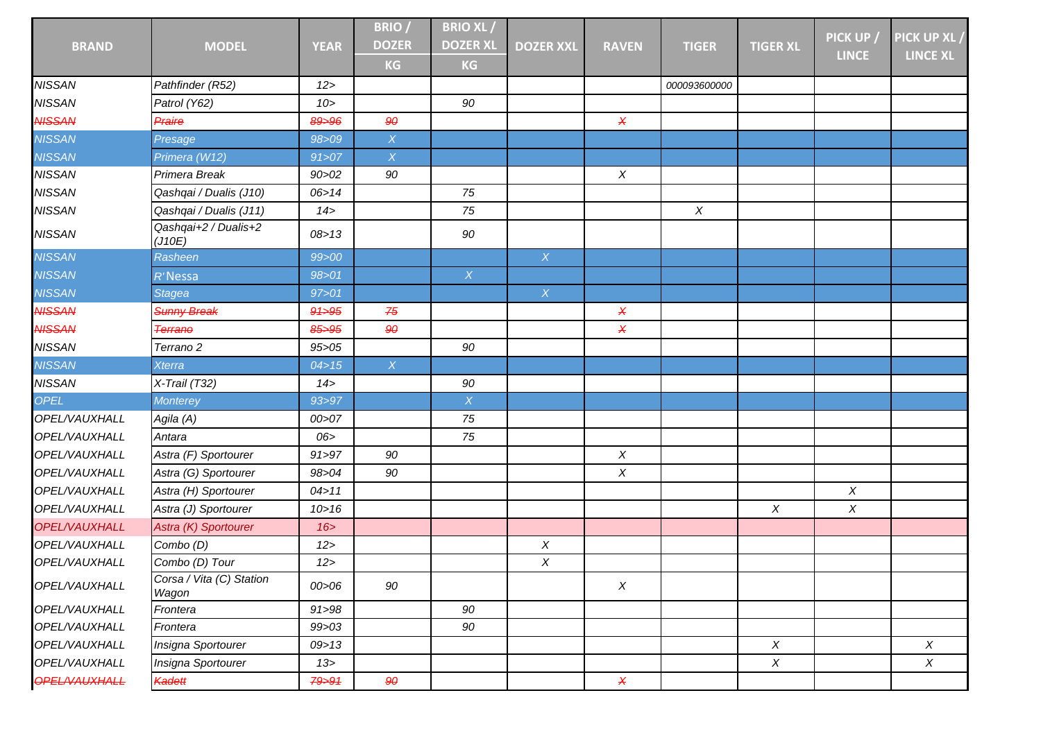| BRAND | MODEL | YEAR | BRIO / DOZER KG | BRIO XL / DOZER XL KG | DOZER XXL | RAVEN | TIGER | TIGER XL | PICK UP / LINCE | PICK UP XL / LINCE XL |
|---|---|---|---|---|---|---|---|---|---|---|
| NISSAN | Pathfinder (R52) | 12> | | | | | 000093600000 | | | |
| NISSAN | Patrol (Y62) | 10> | | 90 | | | | | | |
| ~~NISSAN~~ | ~~Praire~~ | ~~89>96~~ | ~~90~~ | | | ~~X~~ | | | | |
| NISSAN | Presage | 98>09 | X | | | | | | | |
| NISSAN | Primera (W12) | 91>07 | X | | | | | | | |
| NISSAN | Primera Break | 90>02 | 90 | | | X | | | | |
| NISSAN | Qashqai / Dualis (J10) | 06>14 | | 75 | | | | | | |
| NISSAN | Qashqai / Dualis (J11) | 14> | | 75 | | | X | | | |
| NISSAN | Qashqai+2 / Dualis+2 (J10E) | 08>13 | | 90 | | | | | | |
| NISSAN | Rasheen | 99>00 | | | X | | | | | |
| NISSAN | R'Nessa | 98>01 | | X | | | | | | |
| NISSAN | Stagea | 97>01 | | | X | | | | | |
| ~~NISSAN~~ | ~~Sunny Break~~ | ~~91>95~~ | ~~75~~ | | | ~~X~~ | | | | |
| ~~NISSAN~~ | ~~Terrano~~ | ~~85>95~~ | ~~90~~ | | | ~~X~~ | | | | |
| NISSAN | Terrano 2 | 95>05 | | 90 | | | | | | |
| NISSAN | Xterra | 04>15 | X | | | | | | | |
| NISSAN | X-Trail (T32) | 14> | | 90 | | | | | | |
| OPEL | Monterey | 93>97 | | X | | | | | | |
| OPEL/VAUXHALL | Agila (A) | 00>07 | | 75 | | | | | | |
| OPEL/VAUXHALL | Antara | 06> | | 75 | | | | | | |
| OPEL/VAUXHALL | Astra (F) Sportourer | 91>97 | 90 | | | X | | | | |
| OPEL/VAUXHALL | Astra (G) Sportourer | 98>04 | 90 | | | X | | | | |
| OPEL/VAUXHALL | Astra (H) Sportourer | 04>11 | | | | | | | X | |
| OPEL/VAUXHALL | Astra (J) Sportourer | 10>16 | | | | | | X | X | |
| OPEL/VAUXHALL | Astra (K) Sportourer | 16> | | | | | | | | |
| OPEL/VAUXHALL | Combo (D) | 12> | | | X | | | | | |
| OPEL/VAUXHALL | Combo (D) Tour | 12> | | | X | | | | | |
| OPEL/VAUXHALL | Corsa / Vita (C) Station Wagon | 00>06 | 90 | | | X | | | | |
| OPEL/VAUXHALL | Frontera | 91>98 | | 90 | | | | | | |
| OPEL/VAUXHALL | Frontera | 99>03 | | 90 | | | | | | |
| OPEL/VAUXHALL | Insigna Sportourer | 09>13 | | | | | | X | | X |
| OPEL/VAUXHALL | Insigna Sportourer | 13> | | | | | | X | | X |
| ~~OPEL/VAUXHALL~~ | ~~Kadett~~ | ~~79>91~~ | ~~90~~ | | | ~~X~~ | | | | |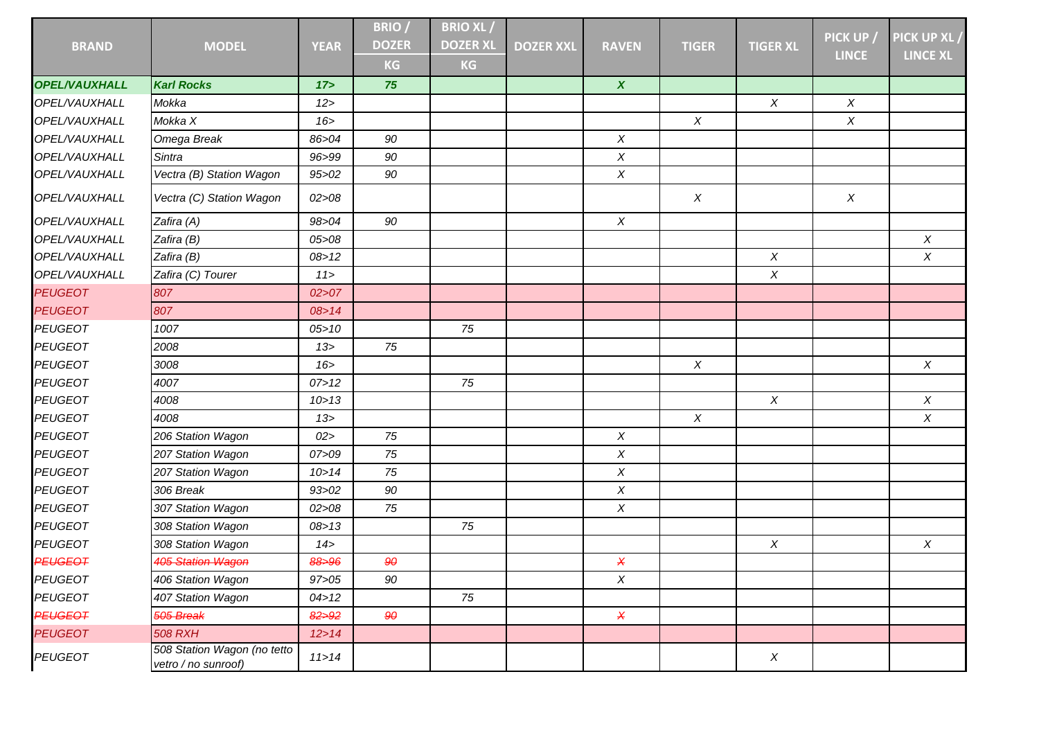| BRAND | MODEL | YEAR | BRIO / DOZER KG | BRIO XL / DOZER XL KG | DOZER XXL | RAVEN | TIGER | TIGER XL | PICK UP / LINCE | PICK UP XL / LINCE XL |
|---|---|---|---|---|---|---|---|---|---|---|
| ***OPEL/VAUXHALL*** | ***Karl Rocks*** | ***17>*** | ***75*** | | | ***X*** | | | | |
| *OPEL/VAUXHALL* | *Mokka* | *12>* | | | | | | *X* | *X* | |
| *OPEL/VAUXHALL* | *Mokka X* | *16>* | | | | | *X* | | *X* | |
| *OPEL/VAUXHALL* | *Omega Break* | *86>04* | *90* | | | *X* | | | | |
| *OPEL/VAUXHALL* | *Sintra* | *96>99* | *90* | | | *X* | | | | |
| *OPEL/VAUXHALL* | *Vectra (B) Station Wagon* | *95>02* | *90* | | | *X* | | | | |
| *OPEL/VAUXHALL* | *Vectra (C) Station Wagon* | *02>08* | | | | | *X* | | *X* | |
| *OPEL/VAUXHALL* | *Zafira (A)* | *98>04* | *90* | | | *X* | | | | |
| *OPEL/VAUXHALL* | *Zafira (B)* | *05>08* | | | | | | | | *X* |
| *OPEL/VAUXHALL* | *Zafira (B)* | *08>12* | | | | | | *X* | | *X* |
| *OPEL/VAUXHALL* | *Zafira (C) Tourer* | *11>* | | | | | | *X* | | |
| *PEUGEOT* | *807* | *02>07* | | | | | | | | |
| *PEUGEOT* | *807* | *08>14* | | | | | | | | |
| *PEUGEOT* | *1007* | *05>10* | | *75* | | | | | | |
| *PEUGEOT* | *2008* | *13>* | *75* | | | | | | | |
| *PEUGEOT* | *3008* | *16>* | | | | | *X* | | | *X* |
| *PEUGEOT* | *4007* | *07>12* | | *75* | | | | | | |
| *PEUGEOT* | *4008* | *10>13* | | | | | | *X* | | *X* |
| *PEUGEOT* | *4008* | *13>* | | | | | *X* | | | *X* |
| *PEUGEOT* | *206 Station Wagon* | *02>* | *75* | | | *X* | | | | |
| *PEUGEOT* | *207 Station Wagon* | *07>09* | *75* | | | *X* | | | | |
| *PEUGEOT* | *207 Station Wagon* | *10>14* | *75* | | | *X* | | | | |
| *PEUGEOT* | *306 Break* | *93>02* | *90* | | | *X* | | | | |
| *PEUGEOT* | *307 Station Wagon* | *02>08* | *75* | | | *X* | | | | |
| *PEUGEOT* | *308 Station Wagon* | *08>13* | | *75* | | | | | | |
| *PEUGEOT* | *308 Station Wagon* | *14>* | | | | | | *X* | | *X* |
| ~~*PEUGEOT*~~ | ~~*405 Station Wagon*~~ | ~~*88>96*~~ | ~~*90*~~ | | | ~~*X*~~ | | | | |
| *PEUGEOT* | *406 Station Wagon* | *97>05* | *90* | | | *X* | | | | |
| *PEUGEOT* | *407 Station Wagon* | *04>12* | | *75* | | | | | | |
| ~~*PEUGEOT*~~ | ~~*505 Break*~~ | ~~*82>92*~~ | ~~*90*~~ | | | ~~*X*~~ | | | | |
| *PEUGEOT* | *508 RXH* | *12>14* | | | | | | | | |
| *PEUGEOT* | *508 Station Wagon (no tetto vetro / no sunroof)* | *11>14* | | | | | | *X* | | |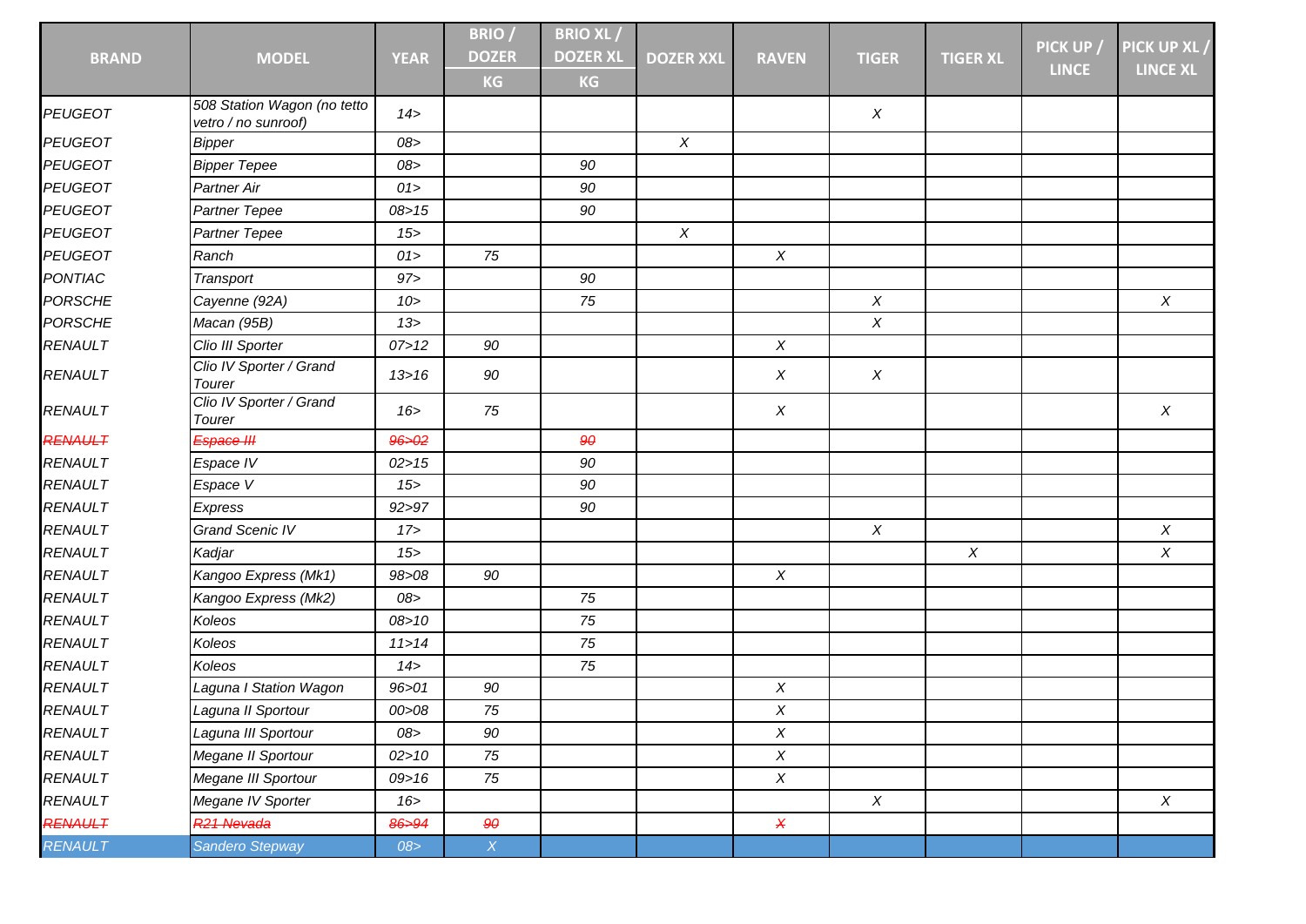| BRAND | MODEL | YEAR | BRIO / DOZER KG | BRIO XL / DOZER XL KG | DOZER XXL | RAVEN | TIGER | TIGER XL | PICK UP / LINCE | PICK UP XL / LINCE XL |
|---|---|---|---|---|---|---|---|---|---|---|
| *PEUGEOT* | *508 Station Wagon (no tetto vetro / no sunroof)* | *14>* | | | | | *X* | | | |
| *PEUGEOT* | *Bipper* | *08>* | | | *X* | | | | | |
| *PEUGEOT* | *Bipper Tepee* | *08>* | | *90* | | | | | | |
| *PEUGEOT* | *Partner Air* | *01>* | | *90* | | | | | | |
| *PEUGEOT* | *Partner Tepee* | *08>15* | | *90* | | | | | | |
| *PEUGEOT* | *Partner Tepee* | *15>* | | | *X* | | | | | |
| *PEUGEOT* | *Ranch* | *01>* | *75* | | | *X* | | | | |
| *PONTIAC* | *Transport* | *97>* | | *90* | | | | | | |
| *PORSCHE* | *Cayenne (92A)* | *10>* | | *75* | | | *X* | | | *X* |
| *PORSCHE* | *Macan (95B)* | *13>* | | | | | *X* | | | |
| *RENAULT* | *Clio III Sporter* | *07>12* | *90* | | | *X* | | | | |
| *RENAULT* | *Clio IV Sporter / Grand Tourer* | *13>16* | *90* | | | *X* | *X* | | | |
| *RENAULT* | *Clio IV Sporter / Grand Tourer* | *16>* | *75* | | | *X* | | | | *X* |
| ~~*RENAULT*~~ | ~~*Espace III*~~ | ~~*96>02*~~ | | ~~*90*~~ | | | | | | |
| *RENAULT* | *Espace IV* | *02>15* | | *90* | | | | | | |
| *RENAULT* | *Espace V* | *15>* | | *90* | | | | | | |
| *RENAULT* | *Express* | *92>97* | | *90* | | | | | | |
| *RENAULT* | *Grand Scenic IV* | *17>* | | | | | *X* | | | *X* |
| *RENAULT* | *Kadjar* | *15>* | | | | | | *X* | | *X* |
| *RENAULT* | *Kangoo Express (Mk1)* | *98>08* | *90* | | | *X* | | | | |
| *RENAULT* | *Kangoo Express (Mk2)* | *08>* | | *75* | | | | | | |
| *RENAULT* | *Koleos* | *08>10* | | *75* | | | | | | |
| *RENAULT* | *Koleos* | *11>14* | | *75* | | | | | | |
| *RENAULT* | *Koleos* | *14>* | | *75* | | | | | | |
| *RENAULT* | *Laguna I Station Wagon* | *96>01* | *90* | | | *X* | | | | |
| *RENAULT* | *Laguna II Sportour* | *00>08* | *75* | | | *X* | | | | |
| *RENAULT* | *Laguna III Sportour* | *08>* | *90* | | | *X* | | | | |
| *RENAULT* | *Megane II Sportour* | *02>10* | *75* | | | *X* | | | | |
| *RENAULT* | *Megane III Sportour* | *09>16* | *75* | | | *X* | | | | |
| *RENAULT* | *Megane IV Sporter* | *16>* | | | | | *X* | | | *X* |
| ~~*RENAULT*~~ | ~~*R21 Nevada*~~ | ~~*86>94*~~ | ~~*90*~~ | | | ~~*X*~~ | | | | |
| *RENAULT* | *Sandero Stepway* | *08>* | *X* | | | | | | | |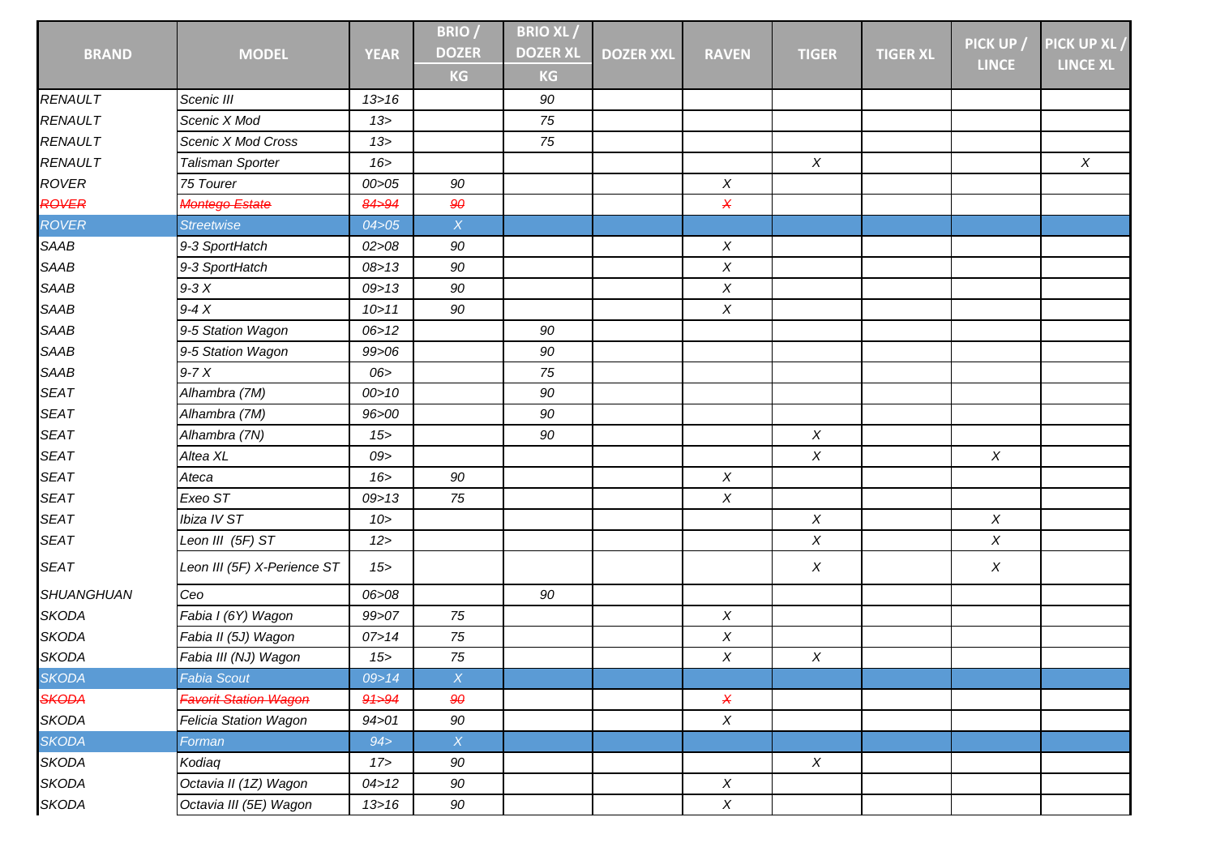| BRAND | MODEL | YEAR | BRIO / DOZER KG | BRIO XL / DOZER XL KG | DOZER XXL | RAVEN | TIGER | TIGER XL | PICK UP / LINCE | PICK UP XL / LINCE XL |
|---|---|---|---|---|---|---|---|---|---|---|
| *RENAULT* | *Scenic III* | *13>16* | | *90* | | | | | | |
| *RENAULT* | *Scenic X Mod* | *13>* | | *75* | | | | | | |
| *RENAULT* | *Scenic X Mod Cross* | *13>* | | *75* | | | | | | |
| *RENAULT* | *Talisman Sporter* | *16>* | | | | | *X* | | | *X* |
| *ROVER* | *75 Tourer* | *00>05* | *90* | | | *X* | | | | |
| ~~*ROVER*~~ | ~~*Montego Estate*~~ | ~~*84>94*~~ | ~~*90*~~ | | | ~~*X*~~ | | | | |
| *ROVER* | *Streetwise* | *04>05* | *X* | | | | | | | |
| *SAAB* | *9-3 SportHatch* | *02>08* | *90* | | | *X* | | | | |
| *SAAB* | *9-3 SportHatch* | *08>13* | *90* | | | *X* | | | | |
| *SAAB* | *9-3 X* | *09>13* | *90* | | | *X* | | | | |
| *SAAB* | *9-4 X* | *10>11* | *90* | | | *X* | | | | |
| *SAAB* | *9-5 Station Wagon* | *06>12* | | *90* | | | | | | |
| *SAAB* | *9-5 Station Wagon* | *99>06* | | *90* | | | | | | |
| *SAAB* | *9-7 X* | *06>* | | *75* | | | | | | |
| *SEAT* | *Alhambra (7M)* | *00>10* | | *90* | | | | | | |
| *SEAT* | *Alhambra (7M)* | *96>00* | | *90* | | | | | | |
| *SEAT* | *Alhambra (7N)* | *15>* | | *90* | | | *X* | | | |
| *SEAT* | *Altea XL* | *09>* | | | | | *X* | | *X* | |
| *SEAT* | *Ateca* | *16>* | *90* | | | *X* | | | | |
| *SEAT* | *Exeo ST* | *09>13* | *75* | | | *X* | | | | |
| *SEAT* | *Ibiza IV ST* | *10>* | | | | | *X* | | *X* | |
| *SEAT* | *Leon III (5F) ST* | *12>* | | | | | *X* | | *X* | |
| *SEAT* | *Leon III (5F) X-Perience ST* | *15>* | | | | | *X* | | *X* | |
| *SHUANGHUAN* | *Ceo* | *06>08* | | *90* | | | | | | |
| *SKODA* | *Fabia I (6Y) Wagon* | *99>07* | *75* | | | *X* | | | | |
| *SKODA* | *Fabia II (5J) Wagon* | *07>14* | *75* | | | *X* | | | | |
| *SKODA* | *Fabia III (NJ) Wagon* | *15>* | *75* | | | *X* | *X* | | | |
| *SKODA* | *Fabia Scout* | *09>14* | *X* | | | | | | | |
| ~~*SKODA*~~ | ~~*Favorit Station Wagon*~~ | ~~*91>94*~~ | ~~*90*~~ | | | ~~*X*~~ | | | | |
| *SKODA* | *Felicia Station Wagon* | *94>01* | *90* | | | *X* | | | | |
| *SKODA* | *Forman* | *94>* | *X* | | | | | | | |
| *SKODA* | *Kodiaq* | *17>* | *90* | | | | *X* | | | |
| *SKODA* | *Octavia II (1Z) Wagon* | *04>12* | *90* | | | *X* | | | | |
| *SKODA* | *Octavia III (5E) Wagon* | *13>16* | *90* | | | *X* | | | | |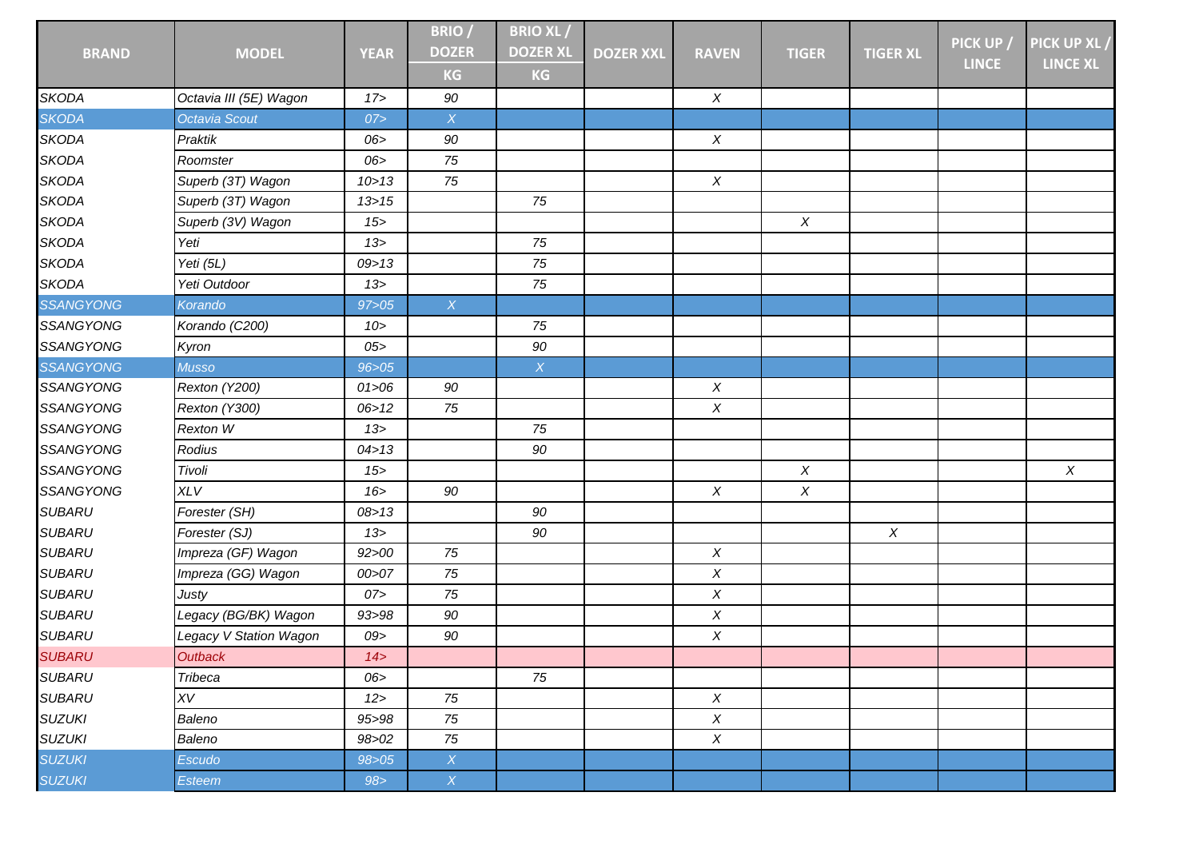| BRAND | MODEL | YEAR | BRIO / DOZER KG | BRIO XL / DOZER XL KG | DOZER XXL | RAVEN | TIGER | TIGER XL | PICK UP / LINCE | PICK UP XL / LINCE XL |
|---|---|---|---|---|---|---|---|---|---|---|
| SKODA | Octavia III (5E) Wagon | 17> | 90 | | | X | | | | |
| SKODA | Octavia Scout | 07> | X | | | | | | | |
| SKODA | Praktik | 06> | 90 | | | X | | | | |
| SKODA | Roomster | 06> | 75 | | | | | | | |
| SKODA | Superb (3T) Wagon | 10>13 | 75 | | | X | | | | |
| SKODA | Superb (3T) Wagon | 13>15 | | 75 | | | | | | |
| SKODA | Superb (3V) Wagon | 15> | | | | | X | | | |
| SKODA | Yeti | 13> | | 75 | | | | | | |
| SKODA | Yeti (5L) | 09>13 | | 75 | | | | | | |
| SKODA | Yeti Outdoor | 13> | | 75 | | | | | | |
| SSANGYONG | Korando | 97>05 | X | | | | | | | |
| SSANGYONG | Korando (C200) | 10> | | 75 | | | | | | |
| SSANGYONG | Kyron | 05> | | 90 | | | | | | |
| SSANGYONG | Musso | 96>05 | | X | | | | | | |
| SSANGYONG | Rexton (Y200) | 01>06 | 90 | | | X | | | | |
| SSANGYONG | Rexton (Y300) | 06>12 | 75 | | | X | | | | |
| SSANGYONG | Rexton W | 13> | | 75 | | | | | | |
| SSANGYONG | Rodius | 04>13 | | 90 | | | | | | |
| SSANGYONG | Tivoli | 15> | | | | | X | | | X |
| SSANGYONG | XLV | 16> | 90 | | | X | X | | | |
| SUBARU | Forester (SH) | 08>13 | | 90 | | | | | | |
| SUBARU | Forester (SJ) | 13> | | 90 | | | | X | | |
| SUBARU | Impreza (GF) Wagon | 92>00 | 75 | | | X | | | | |
| SUBARU | Impreza (GG) Wagon | 00>07 | 75 | | | X | | | | |
| SUBARU | Justy | 07> | 75 | | | X | | | | |
| SUBARU | Legacy (BG/BK) Wagon | 93>98 | 90 | | | X | | | | |
| SUBARU | Legacy V Station Wagon | 09> | 90 | | | X | | | | |
| SUBARU | Outback | 14> | | | | | | | | |
| SUBARU | Tribeca | 06> | | 75 | | | | | | |
| SUBARU | XV | 12> | 75 | | | X | | | | |
| SUZUKI | Baleno | 95>98 | 75 | | | X | | | | |
| SUZUKI | Baleno | 98>02 | 75 | | | X | | | | |
| SUZUKI | Escudo | 98>05 | X | | | | | | | |
| SUZUKI | Esteem | 98> | X | | | | | | | |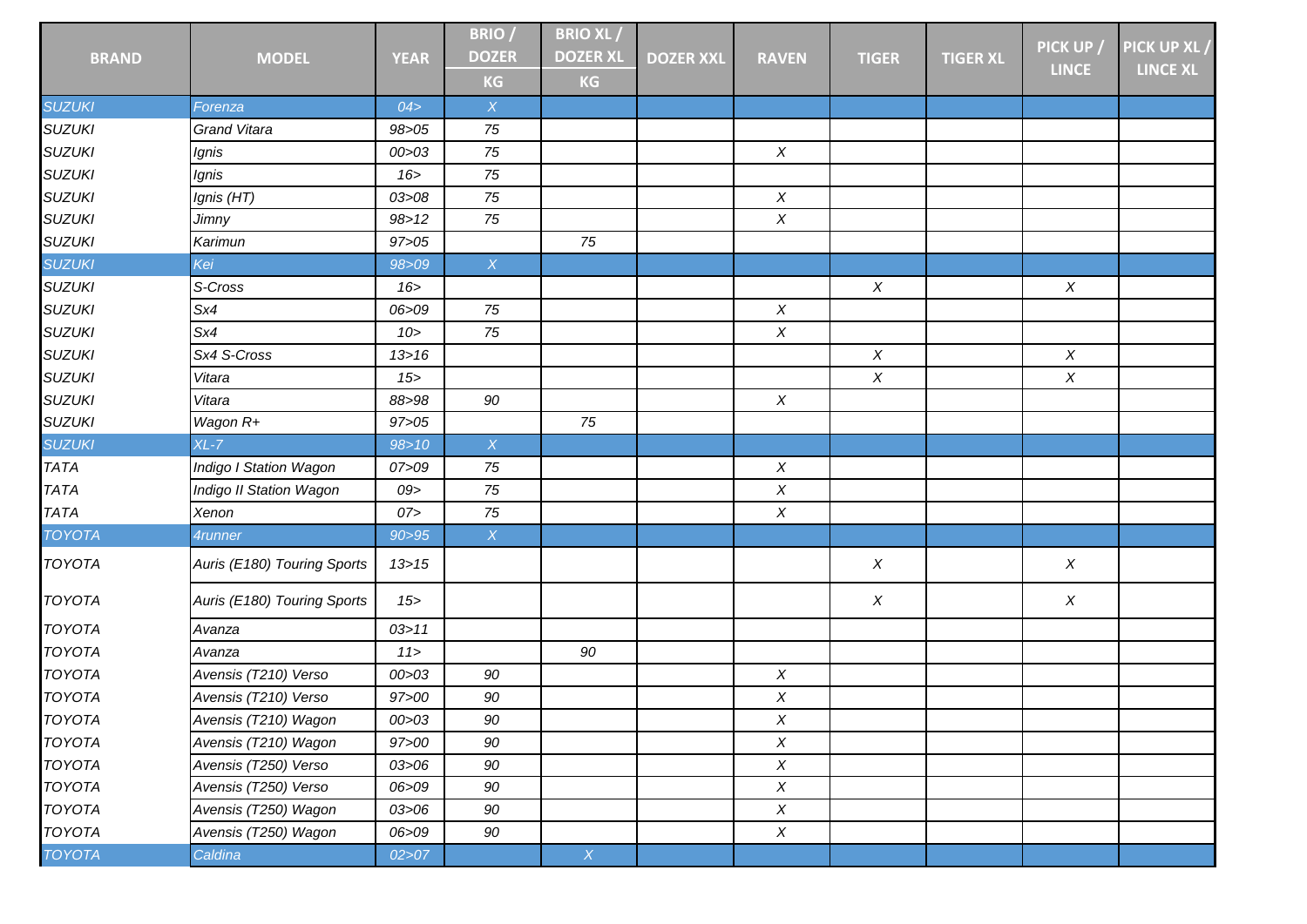| BRAND | MODEL | YEAR | BRIO / DOZER KG | BRIO XL / DOZER XL KG | DOZER XXL | RAVEN | TIGER | TIGER XL | PICK UP / LINCE | PICK UP XL / LINCE XL |
|---|---|---|---|---|---|---|---|---|---|---|
| *SUZUKI* | *Forenza* | *04>* | *X* | | | | | | | |
| *SUZUKI* | *Grand Vitara* | *98>05* | *75* | | | | | | | |
| *SUZUKI* | *Ignis* | *00>03* | *75* | | | *X* | | | | |
| *SUZUKI* | *Ignis* | *16>* | *75* | | | | | | | |
| *SUZUKI* | *Ignis (HT)* | *03>08* | *75* | | | *X* | | | | |
| *SUZUKI* | *Jimny* | *98>12* | *75* | | | *X* | | | | |
| *SUZUKI* | *Karimun* | *97>05* | | *75* | | | | | | |
| *SUZUKI* | *Kei* | *98>09* | *X* | | | | | | | |
| *SUZUKI* | *S-Cross* | *16>* | | | | | *X* | | *X* | |
| *SUZUKI* | *Sx4* | *06>09* | *75* | | | *X* | | | | |
| *SUZUKI* | *Sx4* | *10>* | *75* | | | *X* | | | | |
| *SUZUKI* | *Sx4 S-Cross* | *13>16* | | | | | *X* | | *X* | |
| *SUZUKI* | *Vitara* | *15>* | | | | | *X* | | *X* | |
| *SUZUKI* | *Vitara* | *88>98* | *90* | | | *X* | | | | |
| *SUZUKI* | *Wagon R+* | *97>05* | | *75* | | | | | | |
| *SUZUKI* | *XL-7* | *98>10* | *X* | | | | | | | |
| *TATA* | *Indigo I Station Wagon* | *07>09* | *75* | | | *X* | | | | |
| *TATA* | *Indigo II Station Wagon* | *09>* | *75* | | | *X* | | | | |
| *TATA* | *Xenon* | *07>* | *75* | | | *X* | | | | |
| *TOYOTA* | *4runner* | *90>95* | *X* | | | | | | | |
| *TOYOTA* | *Auris (E180) Touring Sports* | *13>15* | | | | | *X* | | *X* | |
| *TOYOTA* | *Auris (E180) Touring Sports* | *15>* | | | | | *X* | | *X* | |
| *TOYOTA* | *Avanza* | *03>11* | | | | | | | | |
| *TOYOTA* | *Avanza* | *11>* | | *90* | | | | | | |
| *TOYOTA* | *Avensis (T210) Verso* | *00>03* | *90* | | | *X* | | | | |
| *TOYOTA* | *Avensis (T210) Verso* | *97>00* | *90* | | | *X* | | | | |
| *TOYOTA* | *Avensis (T210) Wagon* | *00>03* | *90* | | | *X* | | | | |
| *TOYOTA* | *Avensis (T210) Wagon* | *97>00* | *90* | | | *X* | | | | |
| *TOYOTA* | *Avensis (T250) Verso* | *03>06* | *90* | | | *X* | | | | |
| *TOYOTA* | *Avensis (T250) Verso* | *06>09* | *90* | | | *X* | | | | |
| *TOYOTA* | *Avensis (T250) Wagon* | *03>06* | *90* | | | *X* | | | | |
| *TOYOTA* | *Avensis (T250) Wagon* | *06>09* | *90* | | | *X* | | | | |
| *TOYOTA* | *Caldina* | *02>07* | | *X* | | | | | | |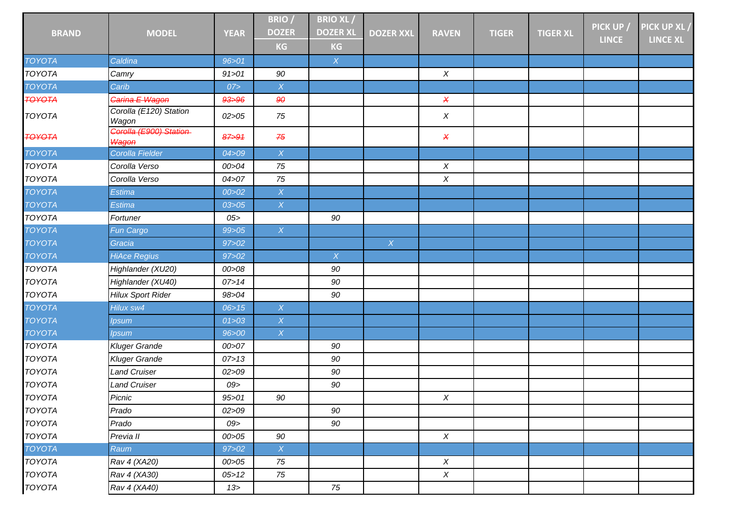| BRAND | MODEL | YEAR | BRIO / DOZER KG | BRIO XL / DOZER XL KG | DOZER XXL | RAVEN | TIGER | TIGER XL | PICK UP / LINCE | PICK UP XL / LINCE XL |
|---|---|---|---|---|---|---|---|---|---|---|
| TOYOTA | Caldina | 96>01 | | X | | | | | | |
| TOYOTA | Camry | 91>01 | 90 | | | X | | | | |
| TOYOTA | Carib | 07> | X | | | | | | | |
| ~~TOYOTA~~ | ~~Carina E Wagon~~ | ~~93>96~~ | ~~90~~ | | | ~~X~~ | | | | |
| TOYOTA | Corolla (E120) Station Wagon | 02>05 | 75 | | | X | | | | |
| ~~TOYOTA~~ | ~~Corolla (E900) Station Wagon~~ | ~~87>91~~ | ~~75~~ | | | ~~X~~ | | | | |
| TOYOTA | Corolla Fielder | 04>09 | X | | | | | | | |
| TOYOTA | Corolla Verso | 00>04 | 75 | | | X | | | | |
| TOYOTA | Corolla Verso | 04>07 | 75 | | | X | | | | |
| TOYOTA | Estima | 00>02 | X | | | | | | | |
| TOYOTA | Estima | 03>05 | X | | | | | | | |
| TOYOTA | Fortuner | 05> | | 90 | | | | | | |
| TOYOTA | Fun Cargo | 99>05 | X | | | | | | | |
| TOYOTA | Gracia | 97>02 | | | X | | | | | |
| TOYOTA | HiAce Regius | 97>02 | | X | | | | | | |
| TOYOTA | Highlander (XU20) | 00>08 | | 90 | | | | | | |
| TOYOTA | Highlander (XU40) | 07>14 | | 90 | | | | | | |
| TOYOTA | Hilux Sport Rider | 98>04 | | 90 | | | | | | |
| TOYOTA | Hilux sw4 | 06>15 | X | | | | | | | |
| TOYOTA | Ipsum | 01>03 | X | | | | | | | |
| TOYOTA | Ipsum | 96>00 | X | | | | | | | |
| TOYOTA | Kluger Grande | 00>07 | | 90 | | | | | | |
| TOYOTA | Kluger Grande | 07>13 | | 90 | | | | | | |
| TOYOTA | Land Cruiser | 02>09 | | 90 | | | | | | |
| TOYOTA | Land Cruiser | 09> | | 90 | | | | | | |
| TOYOTA | Picnic | 95>01 | 90 | | | X | | | | |
| TOYOTA | Prado | 02>09 | | 90 | | | | | | |
| TOYOTA | Prado | 09> | | 90 | | | | | | |
| TOYOTA | Previa II | 00>05 | 90 | | | X | | | | |
| TOYOTA | Raum | 97>02 | X | | | | | | | |
| TOYOTA | Rav 4 (XA20) | 00>05 | 75 | | | X | | | | |
| TOYOTA | Rav 4 (XA30) | 05>12 | 75 | | | X | | | | |
| TOYOTA | Rav 4 (XA40) | 13> | | 75 | | | | | | |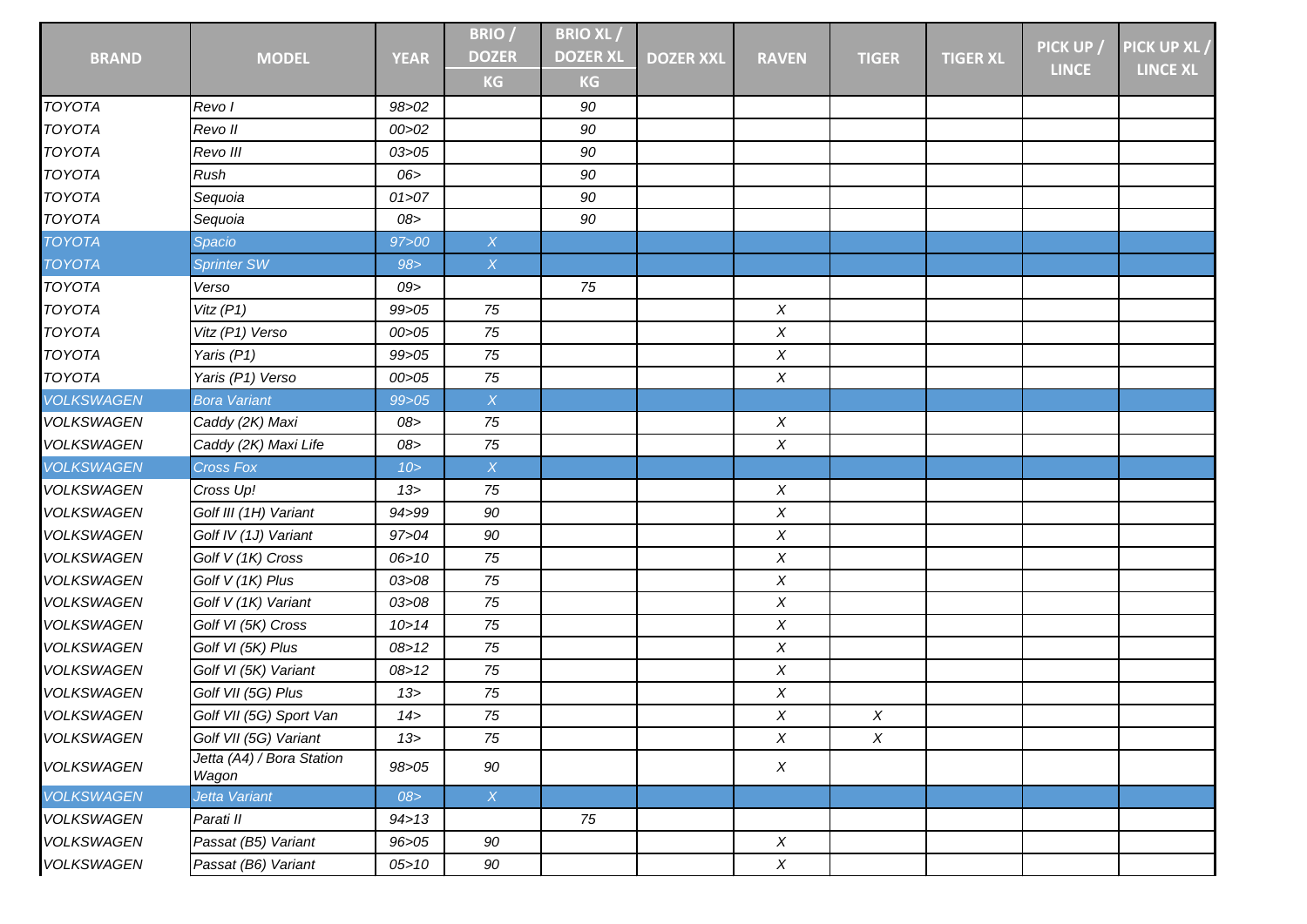| BRAND | MODEL | YEAR | BRIO / DOZER | BRIO XL / DOZER XL | DOZER XXL | RAVEN | TIGER | TIGER XL | PICK UP / LINCE | PICK UP XL / LINCE XL |
|---|---|---|---|---|---|---|---|---|---|---|
| | | | KG | KG | | | | | | |
| *TOYOTA* | *Revo I* | *98>02* | | *90* | | | | | | |
| *TOYOTA* | *Revo II* | *00>02* | | *90* | | | | | | |
| *TOYOTA* | *Revo III* | *03>05* | | *90* | | | | | | |
| *TOYOTA* | *Rush* | *06>* | | *90* | | | | | | |
| *TOYOTA* | *Sequoia* | *01>07* | | *90* | | | | | | |
| *TOYOTA* | *Sequoia* | *08>* | | *90* | | | | | | |
| *TOYOTA* | *Spacio* | *97>00* | *X* | | | | | | | |
| *TOYOTA* | *Sprinter SW* | *98>* | *X* | | | | | | | |
| *TOYOTA* | *Verso* | *09>* | | *75* | | | | | | |
| *TOYOTA* | *Vitz (P1)* | *99>05* | *75* | | | *X* | | | | |
| *TOYOTA* | *Vitz (P1) Verso* | *00>05* | *75* | | | *X* | | | | |
| *TOYOTA* | *Yaris (P1)* | *99>05* | *75* | | | *X* | | | | |
| *TOYOTA* | *Yaris (P1) Verso* | *00>05* | *75* | | | *X* | | | | |
| *VOLKSWAGEN* | *Bora Variant* | *99>05* | *X* | | | | | | | |
| *VOLKSWAGEN* | *Caddy (2K) Maxi* | *08>* | *75* | | | *X* | | | | |
| *VOLKSWAGEN* | *Caddy (2K) Maxi Life* | *08>* | *75* | | | *X* | | | | |
| *VOLKSWAGEN* | *Cross Fox* | *10>* | *X* | | | | | | | |
| *VOLKSWAGEN* | *Cross Up!* | *13>* | *75* | | | *X* | | | | |
| *VOLKSWAGEN* | *Golf III (1H) Variant* | *94>99* | *90* | | | *X* | | | | |
| *VOLKSWAGEN* | *Golf IV (1J) Variant* | *97>04* | *90* | | | *X* | | | | |
| *VOLKSWAGEN* | *Golf V (1K) Cross* | *06>10* | *75* | | | *X* | | | | |
| *VOLKSWAGEN* | *Golf V (1K) Plus* | *03>08* | *75* | | | *X* | | | | |
| *VOLKSWAGEN* | *Golf V (1K) Variant* | *03>08* | *75* | | | *X* | | | | |
| *VOLKSWAGEN* | *Golf VI (5K) Cross* | *10>14* | *75* | | | *X* | | | | |
| *VOLKSWAGEN* | *Golf VI (5K) Plus* | *08>12* | *75* | | | *X* | | | | |
| *VOLKSWAGEN* | *Golf VI (5K) Variant* | *08>12* | *75* | | | *X* | | | | |
| *VOLKSWAGEN* | *Golf VII (5G) Plus* | *13>* | *75* | | | *X* | | | | |
| *VOLKSWAGEN* | *Golf VII (5G) Sport Van* | *14>* | *75* | | | *X* | *X* | | | |
| *VOLKSWAGEN* | *Golf VII (5G) Variant* | *13>* | *75* | | | *X* | *X* | | | |
| *VOLKSWAGEN* | *Jetta (A4) / Bora Station Wagon* | *98>05* | *90* | | | *X* | | | | |
| *VOLKSWAGEN* | *Jetta Variant* | *08>* | *X* | | | | | | | |
| *VOLKSWAGEN* | *Parati II* | *94>13* | | *75* | | | | | | |
| *VOLKSWAGEN* | *Passat (B5) Variant* | *96>05* | *90* | | | *X* | | | | |
| *VOLKSWAGEN* | *Passat (B6) Variant* | *05>10* | *90* | | | *X* | | | | |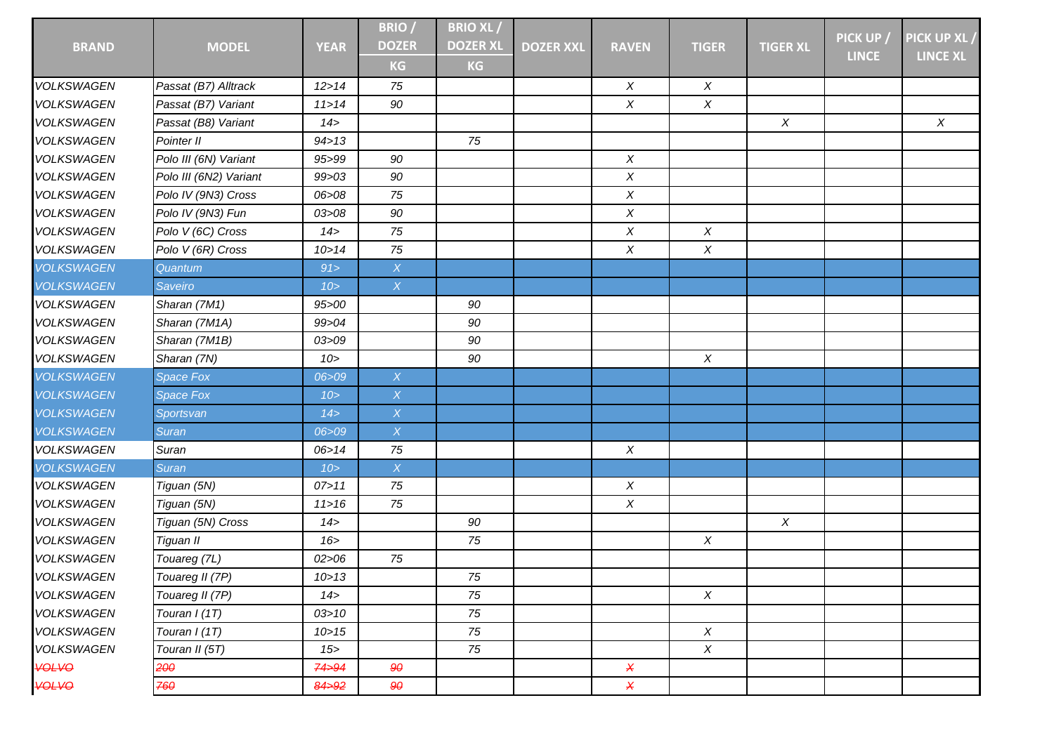| BRAND | MODEL | YEAR | BRIO / DOZER KG | BRIO XL / DOZER XL KG | DOZER XXL | RAVEN | TIGER | TIGER XL | PICK UP / LINCE | PICK UP XL / LINCE XL |
|---|---|---|---|---|---|---|---|---|---|---|
| *VOLKSWAGEN* | *Passat (B7) Alltrack* | *12>14* | *75* | | | *X* | *X* | | | |
| *VOLKSWAGEN* | *Passat (B7) Variant* | *11>14* | *90* | | | *X* | *X* | | | |
| *VOLKSWAGEN* | *Passat (B8) Variant* | *14>* | | | | | | *X* | | *X* |
| *VOLKSWAGEN* | *Pointer II* | *94>13* | | *75* | | | | | | |
| *VOLKSWAGEN* | *Polo III (6N) Variant* | *95>99* | *90* | | | *X* | | | | |
| *VOLKSWAGEN* | *Polo III (6N2) Variant* | *99>03* | *90* | | | *X* | | | | |
| *VOLKSWAGEN* | *Polo IV (9N3) Cross* | *06>08* | *75* | | | *X* | | | | |
| *VOLKSWAGEN* | *Polo IV (9N3) Fun* | *03>08* | *90* | | | *X* | | | | |
| *VOLKSWAGEN* | *Polo V (6C) Cross* | *14>* | *75* | | | *X* | *X* | | | |
| *VOLKSWAGEN* | *Polo V (6R) Cross* | *10>14* | *75* | | | *X* | *X* | | | |
| *VOLKSWAGEN* | *Quantum* | *91>* | *X* | | | | | | | |
| *VOLKSWAGEN* | *Saveiro* | *10>* | *X* | | | | | | | |
| *VOLKSWAGEN* | *Sharan (7M1)* | *95>00* | | *90* | | | | | | |
| *VOLKSWAGEN* | *Sharan (7M1A)* | *99>04* | | *90* | | | | | | |
| *VOLKSWAGEN* | *Sharan (7M1B)* | *03>09* | | *90* | | | | | | |
| *VOLKSWAGEN* | *Sharan (7N)* | *10>* | | *90* | | | *X* | | | |
| *VOLKSWAGEN* | *Space Fox* | *06>09* | *X* | | | | | | | |
| *VOLKSWAGEN* | *Space Fox* | *10>* | *X* | | | | | | | |
| *VOLKSWAGEN* | *Sportsvan* | *14>* | *X* | | | | | | | |
| *VOLKSWAGEN* | *Suran* | *06>09* | *X* | | | | | | | |
| *VOLKSWAGEN* | *Suran* | *06>14* | *75* | | | *X* | | | | |
| *VOLKSWAGEN* | *Suran* | *10>* | *X* | | | | | | | |
| *VOLKSWAGEN* | *Tiguan (5N)* | *07>11* | *75* | | | *X* | | | | |
| *VOLKSWAGEN* | *Tiguan (5N)* | *11>16* | *75* | | | *X* | | | | |
| *VOLKSWAGEN* | *Tiguan (5N) Cross* | *14>* | | *90* | | | | *X* | | |
| *VOLKSWAGEN* | *Tiguan II* | *16>* | | *75* | | | *X* | | | |
| *VOLKSWAGEN* | *Touareg (7L)* | *02>06* | *75* | | | | | | | |
| *VOLKSWAGEN* | *Touareg II (7P)* | *10>13* | | *75* | | | | | | |
| *VOLKSWAGEN* | *Touareg II (7P)* | *14>* | | *75* | | | *X* | | | |
| *VOLKSWAGEN* | *Touran I (1T)* | *03>10* | | *75* | | | | | | |
| *VOLKSWAGEN* | *Touran I (1T)* | *10>15* | | *75* | | | *X* | | | |
| *VOLKSWAGEN* | *Touran II (5T)* | *15>* | | *75* | | | *X* | | | |
| ~~*VOLVO*~~ | ~~*200*~~ | ~~*74>94*~~ | ~~*90*~~ | | | ~~*X*~~ | | | | |
| ~~*VOLVO*~~ | ~~*760*~~ | ~~*84>92*~~ | ~~*90*~~ | | | ~~*X*~~ | | | | |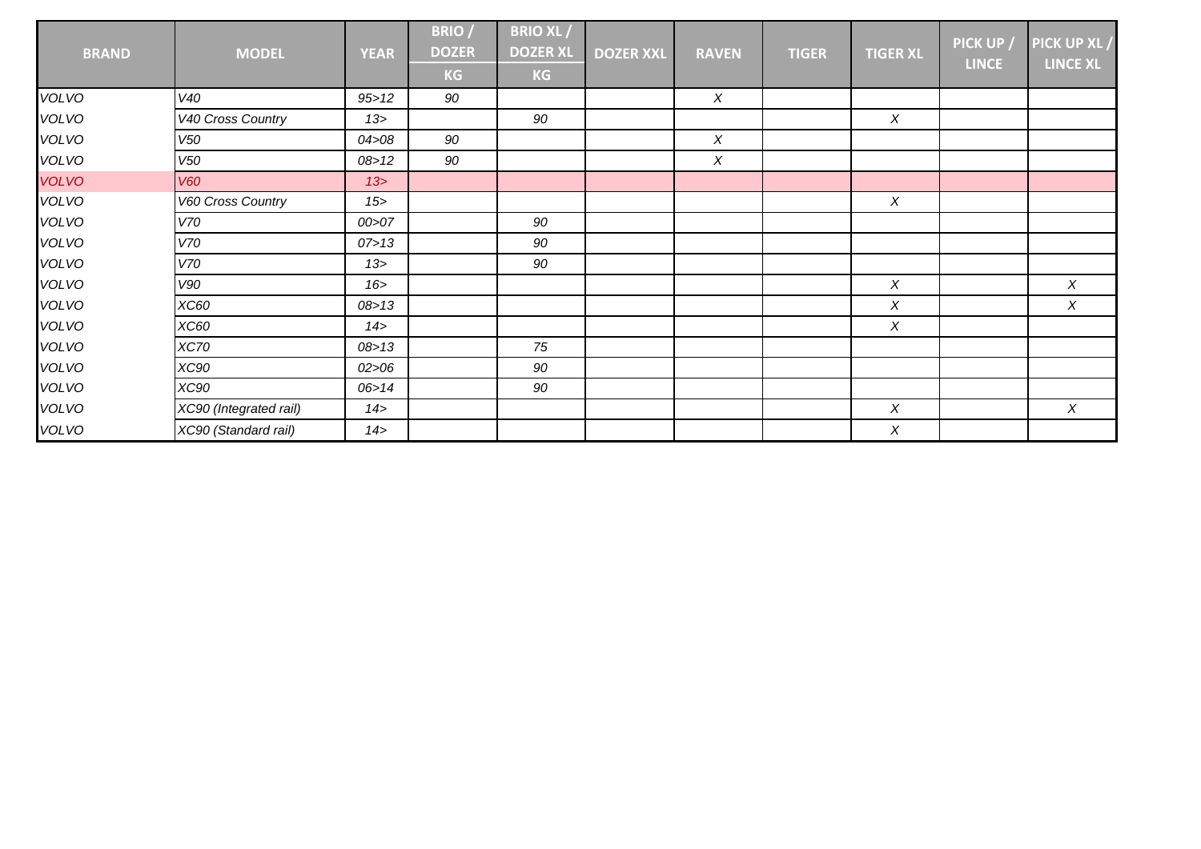| BRAND | MODEL | YEAR | BRIO / DOZER KG | BRIO XL / DOZER XL KG | DOZER XXL | RAVEN | TIGER | TIGER XL | PICK UP / LINCE | PICK UP XL / LINCE XL |
|---|---|---|---|---|---|---|---|---|---|---|
| *VOLVO* | *V40* | *95>12* | *90* | | | *X* | | | | |
| *VOLVO* | *V40 Cross Country* | *13>* | | *90* | | | | *X* | | |
| *VOLVO* | *V50* | *04>08* | *90* | | | *X* | | | | |
| *VOLVO* | *V50* | *08>12* | *90* | | | *X* | | | | |
| *VOLVO* | *V60* | *13>* | | | | | | | | |
| *VOLVO* | *V60 Cross Country* | *15>* | | | | | | *X* | | |
| *VOLVO* | *V70* | *00>07* | | *90* | | | | | | |
| *VOLVO* | *V70* | *07>13* | | *90* | | | | | | |
| *VOLVO* | *V70* | *13>* | | *90* | | | | | | |
| *VOLVO* | *V90* | *16>* | | | | | | *X* | | *X* |
| *VOLVO* | *XC60* | *08>13* | | | | | | *X* | | *X* |
| *VOLVO* | *XC60* | *14>* | | | | | | *X* | | |
| *VOLVO* | *XC70* | *08>13* | | *75* | | | | | | |
| *VOLVO* | *XC90* | *02>06* | | *90* | | | | | | |
| *VOLVO* | *XC90* | *06>14* | | *90* | | | | | | |
| *VOLVO* | *XC90 (Integrated rail)* | *14>* | | | | | | *X* | | *X* |
| *VOLVO* | *XC90 (Standard rail)* | *14>* | | | | | | *X* | | |